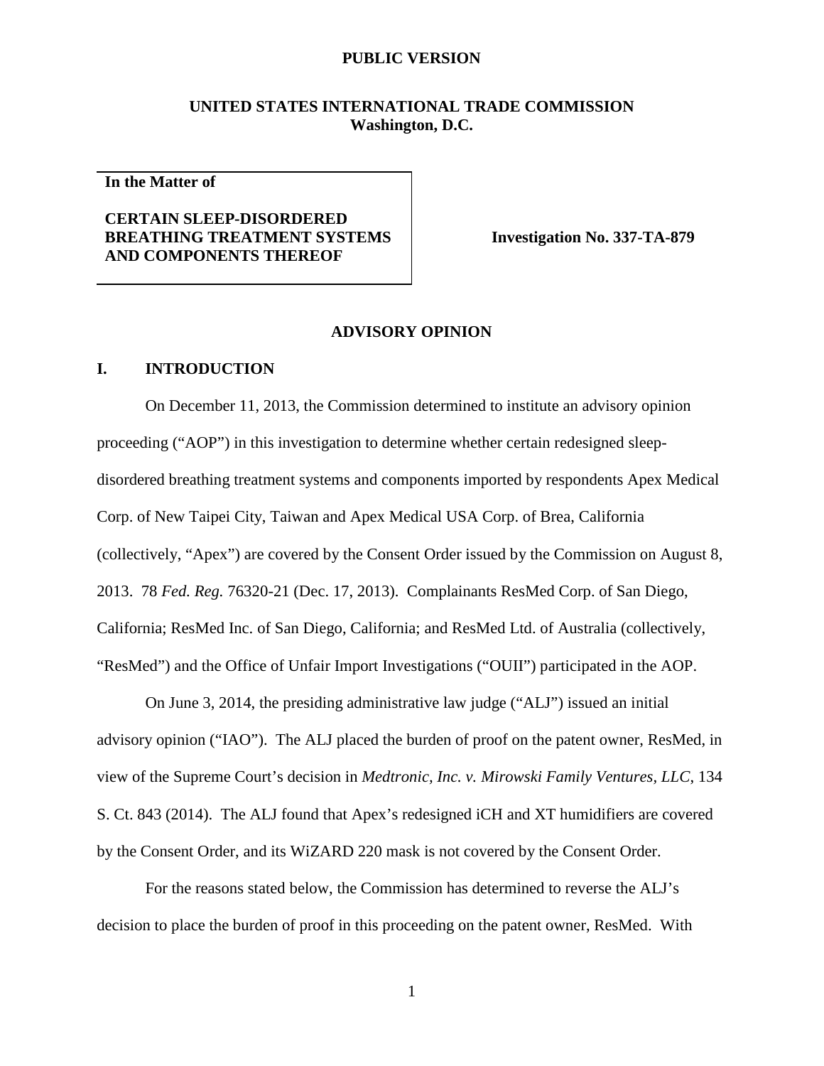**PUBLIC VERSION**

**UNITED STATES INTERNATIONAL TRADE COMMISSION**
**Washington, D.C.**

| **In the Matter of**<br><br>**CERTAIN SLEEP-DISORDERED BREATHING TREATMENT SYSTEMS AND COMPONENTS THEREOF** | **Investigation No. 337-TA-879** |
|---|---|

**ADVISORY OPINION**

## I. INTRODUCTION

On December 11, 2013, the Commission determined to institute an advisory opinion proceeding ("AOP") in this investigation to determine whether certain redesigned sleep-disordered breathing treatment systems and components imported by respondents Apex Medical Corp. of New Taipei City, Taiwan and Apex Medical USA Corp. of Brea, California (collectively, "Apex") are covered by the Consent Order issued by the Commission on August 8, 2013. 78 *Fed. Reg.* 76320-21 (Dec. 17, 2013). Complainants ResMed Corp. of San Diego, California; ResMed Inc. of San Diego, California; and ResMed Ltd. of Australia (collectively, "ResMed") and the Office of Unfair Import Investigations ("OUII") participated in the AOP.

On June 3, 2014, the presiding administrative law judge ("ALJ") issued an initial advisory opinion ("IAO"). The ALJ placed the burden of proof on the patent owner, ResMed, in view of the Supreme Court's decision in *Medtronic, Inc. v. Mirowski Family Ventures, LLC*, 134 S. Ct. 843 (2014). The ALJ found that Apex's redesigned iCH and XT humidifiers are covered by the Consent Order, and its WiZARD 220 mask is not covered by the Consent Order.

For the reasons stated below, the Commission has determined to reverse the ALJ's decision to place the burden of proof in this proceeding on the patent owner, ResMed. With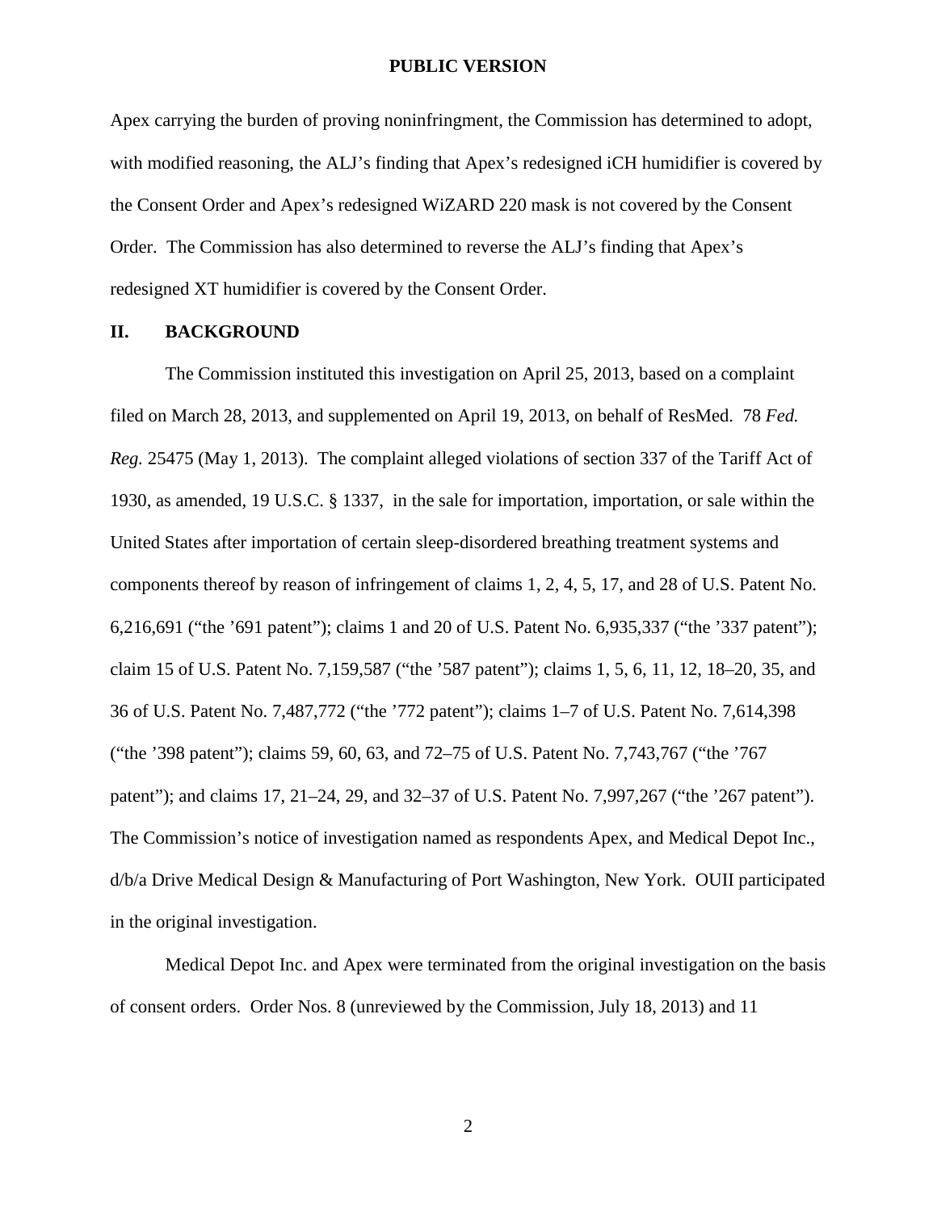Apex carrying the burden of proving noninfringment, the Commission has determined to adopt, with modified reasoning, the ALJ's finding that Apex's redesigned iCH humidifier is covered by the Consent Order and Apex's redesigned WiZARD 220 mask is not covered by the Consent Order. The Commission has also determined to reverse the ALJ's finding that Apex's redesigned XT humidifier is covered by the Consent Order.

## II. BACKGROUND

The Commission instituted this investigation on April 25, 2013, based on a complaint filed on March 28, 2013, and supplemented on April 19, 2013, on behalf of ResMed. 78 *Fed. Reg.* 25475 (May 1, 2013). The complaint alleged violations of section 337 of the Tariff Act of 1930, as amended, 19 U.S.C. § 1337, in the sale for importation, importation, or sale within the United States after importation of certain sleep-disordered breathing treatment systems and components thereof by reason of infringement of claims 1, 2, 4, 5, 17, and 28 of U.S. Patent No. 6,216,691 ("the '691 patent"); claims 1 and 20 of U.S. Patent No. 6,935,337 ("the '337 patent"); claim 15 of U.S. Patent No. 7,159,587 ("the '587 patent"); claims 1, 5, 6, 11, 12, 18–20, 35, and 36 of U.S. Patent No. 7,487,772 ("the '772 patent"); claims 1–7 of U.S. Patent No. 7,614,398 ("the '398 patent"); claims 59, 60, 63, and 72–75 of U.S. Patent No. 7,743,767 ("the '767 patent"); and claims 17, 21–24, 29, and 32–37 of U.S. Patent No. 7,997,267 ("the '267 patent"). The Commission's notice of investigation named as respondents Apex, and Medical Depot Inc., d/b/a Drive Medical Design & Manufacturing of Port Washington, New York. OUII participated in the original investigation.

Medical Depot Inc. and Apex were terminated from the original investigation on the basis of consent orders. Order Nos. 8 (unreviewed by the Commission, July 18, 2013) and 11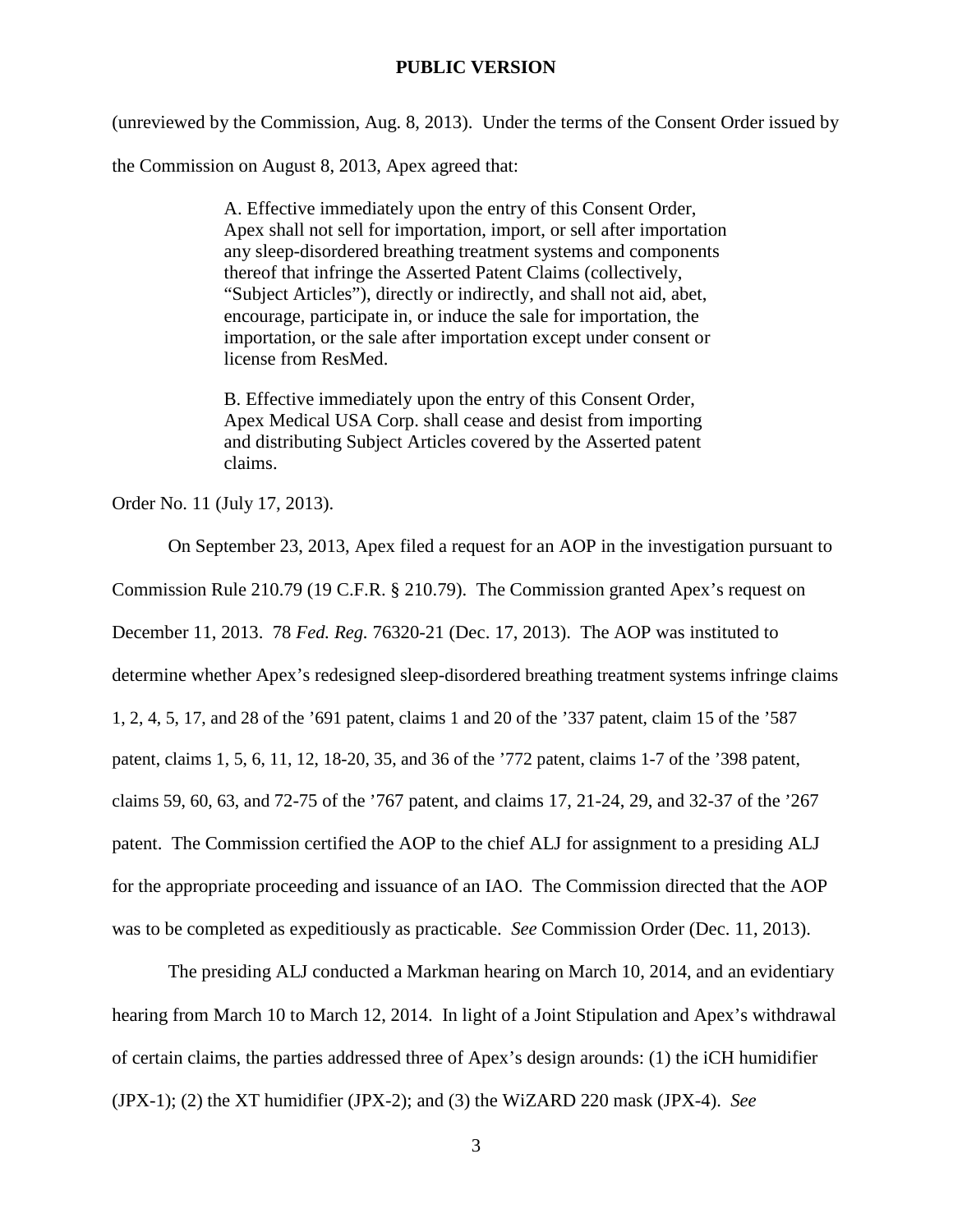(unreviewed by the Commission, Aug. 8, 2013). Under the terms of the Consent Order issued by the Commission on August 8, 2013, Apex agreed that:

> A. Effective immediately upon the entry of this Consent Order, Apex shall not sell for importation, import, or sell after importation any sleep-disordered breathing treatment systems and components thereof that infringe the Asserted Patent Claims (collectively, "Subject Articles"), directly or indirectly, and shall not aid, abet, encourage, participate in, or induce the sale for importation, the importation, or the sale after importation except under consent or license from ResMed.
>
> B. Effective immediately upon the entry of this Consent Order, Apex Medical USA Corp. shall cease and desist from importing and distributing Subject Articles covered by the Asserted patent claims.

Order No. 11 (July 17, 2013).

On September 23, 2013, Apex filed a request for an AOP in the investigation pursuant to Commission Rule 210.79 (19 C.F.R. § 210.79). The Commission granted Apex's request on December 11, 2013. 78 *Fed. Reg.* 76320-21 (Dec. 17, 2013). The AOP was instituted to determine whether Apex's redesigned sleep-disordered breathing treatment systems infringe claims 1, 2, 4, 5, 17, and 28 of the '691 patent, claims 1 and 20 of the '337 patent, claim 15 of the '587 patent, claims 1, 5, 6, 11, 12, 18-20, 35, and 36 of the '772 patent, claims 1-7 of the '398 patent, claims 59, 60, 63, and 72-75 of the '767 patent, and claims 17, 21-24, 29, and 32-37 of the '267 patent. The Commission certified the AOP to the chief ALJ for assignment to a presiding ALJ for the appropriate proceeding and issuance of an IAO. The Commission directed that the AOP was to be completed as expeditiously as practicable. *See* Commission Order (Dec. 11, 2013).

The presiding ALJ conducted a Markman hearing on March 10, 2014, and an evidentiary hearing from March 10 to March 12, 2014. In light of a Joint Stipulation and Apex's withdrawal of certain claims, the parties addressed three of Apex's design arounds: (1) the iCH humidifier (JPX-1); (2) the XT humidifier (JPX-2); and (3) the WiZARD 220 mask (JPX-4). *See*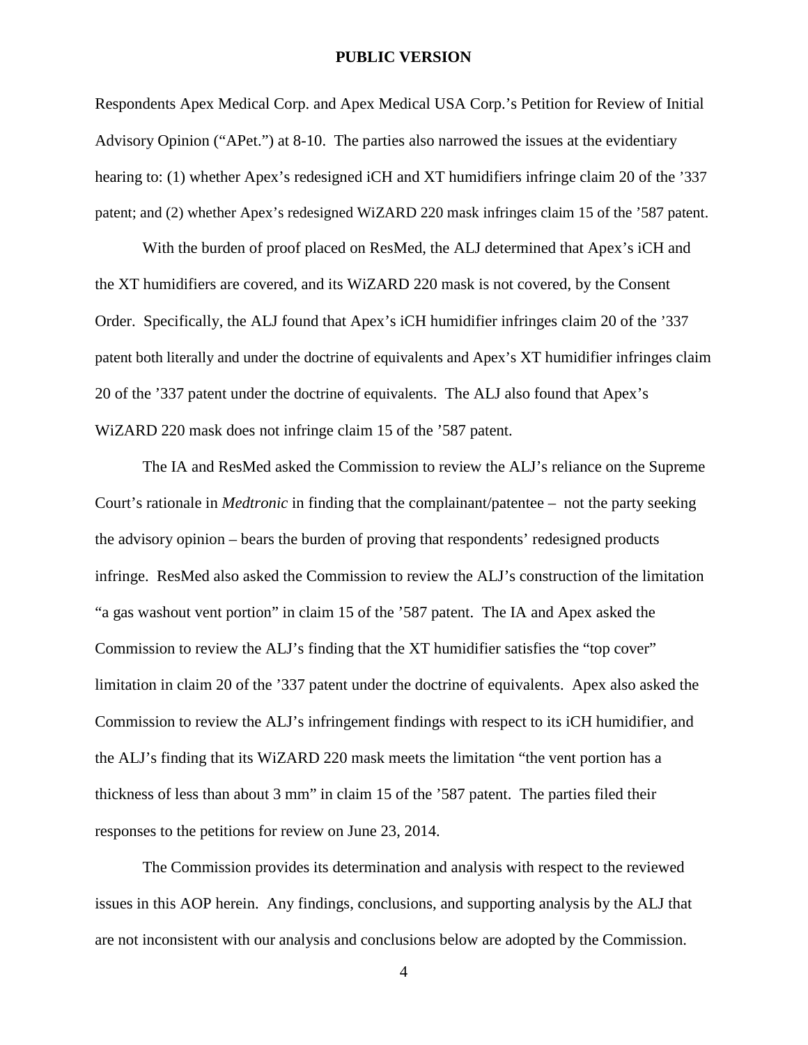Respondents Apex Medical Corp. and Apex Medical USA Corp.'s Petition for Review of Initial Advisory Opinion ("APet.") at 8-10. The parties also narrowed the issues at the evidentiary hearing to: (1) whether Apex's redesigned iCH and XT humidifiers infringe claim 20 of the '337 patent; and (2) whether Apex's redesigned WiZARD 220 mask infringes claim 15 of the '587 patent.

With the burden of proof placed on ResMed, the ALJ determined that Apex's iCH and the XT humidifiers are covered, and its WiZARD 220 mask is not covered, by the Consent Order. Specifically, the ALJ found that Apex's iCH humidifier infringes claim 20 of the '337 patent both literally and under the doctrine of equivalents and Apex's XT humidifier infringes claim 20 of the '337 patent under the doctrine of equivalents. The ALJ also found that Apex's WiZARD 220 mask does not infringe claim 15 of the '587 patent.

The IA and ResMed asked the Commission to review the ALJ's reliance on the Supreme Court's rationale in *Medtronic* in finding that the complainant/patentee – not the party seeking the advisory opinion – bears the burden of proving that respondents' redesigned products infringe. ResMed also asked the Commission to review the ALJ's construction of the limitation "a gas washout vent portion" in claim 15 of the '587 patent. The IA and Apex asked the Commission to review the ALJ's finding that the XT humidifier satisfies the "top cover" limitation in claim 20 of the '337 patent under the doctrine of equivalents. Apex also asked the Commission to review the ALJ's infringement findings with respect to its iCH humidifier, and the ALJ's finding that its WiZARD 220 mask meets the limitation "the vent portion has a thickness of less than about 3 mm" in claim 15 of the '587 patent. The parties filed their responses to the petitions for review on June 23, 2014.

The Commission provides its determination and analysis with respect to the reviewed issues in this AOP herein. Any findings, conclusions, and supporting analysis by the ALJ that are not inconsistent with our analysis and conclusions below are adopted by the Commission.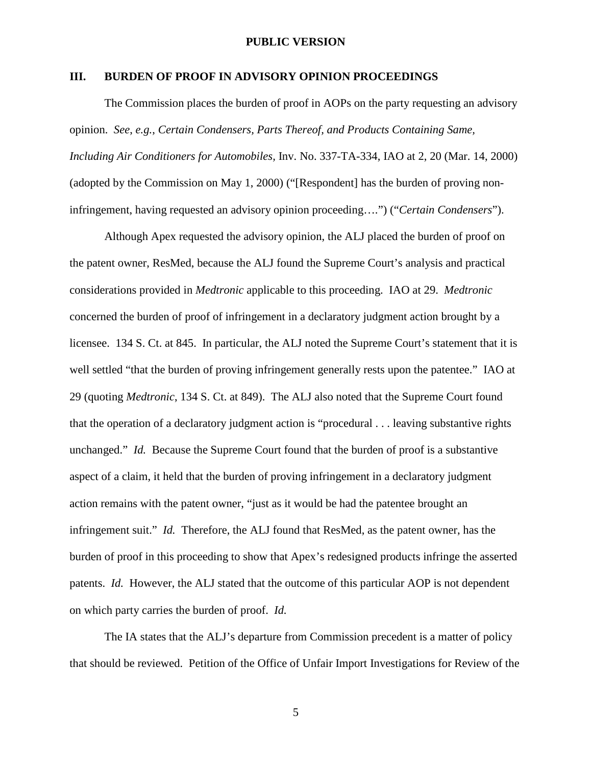## III. BURDEN OF PROOF IN ADVISORY OPINION PROCEEDINGS

The Commission places the burden of proof in AOPs on the party requesting an advisory opinion. *See, e.g.*, *Certain Condensers, Parts Thereof, and Products Containing Same, Including Air Conditioners for Automobiles*, Inv. No. 337-TA-334, IAO at 2, 20 (Mar. 14, 2000) (adopted by the Commission on May 1, 2000) ("[Respondent] has the burden of proving non-infringement, having requested an advisory opinion proceeding….") ("*Certain Condensers*").

Although Apex requested the advisory opinion, the ALJ placed the burden of proof on the patent owner, ResMed, because the ALJ found the Supreme Court's analysis and practical considerations provided in *Medtronic* applicable to this proceeding. IAO at 29. *Medtronic* concerned the burden of proof of infringement in a declaratory judgment action brought by a licensee. 134 S. Ct. at 845. In particular, the ALJ noted the Supreme Court's statement that it is well settled "that the burden of proving infringement generally rests upon the patentee." IAO at 29 (quoting *Medtronic*, 134 S. Ct. at 849). The ALJ also noted that the Supreme Court found that the operation of a declaratory judgment action is "procedural . . . leaving substantive rights unchanged." *Id.* Because the Supreme Court found that the burden of proof is a substantive aspect of a claim, it held that the burden of proving infringement in a declaratory judgment action remains with the patent owner, "just as it would be had the patentee brought an infringement suit." *Id.* Therefore, the ALJ found that ResMed, as the patent owner, has the burden of proof in this proceeding to show that Apex's redesigned products infringe the asserted patents. *Id.* However, the ALJ stated that the outcome of this particular AOP is not dependent on which party carries the burden of proof. *Id.*

The IA states that the ALJ's departure from Commission precedent is a matter of policy that should be reviewed. Petition of the Office of Unfair Import Investigations for Review of the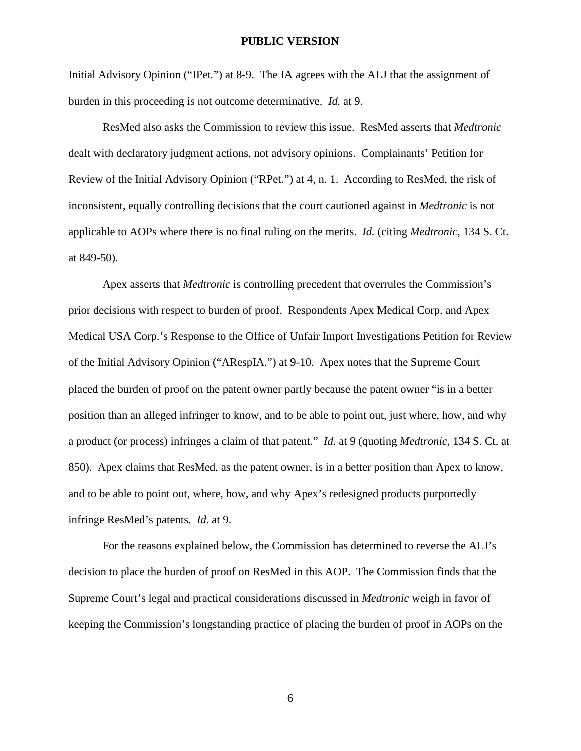Initial Advisory Opinion ("IPet.") at 8-9. The IA agrees with the ALJ that the assignment of burden in this proceeding is not outcome determinative. *Id.* at 9.

ResMed also asks the Commission to review this issue. ResMed asserts that *Medtronic* dealt with declaratory judgment actions, not advisory opinions. Complainants' Petition for Review of the Initial Advisory Opinion ("RPet.") at 4, n. 1. According to ResMed, the risk of inconsistent, equally controlling decisions that the court cautioned against in *Medtronic* is not applicable to AOPs where there is no final ruling on the merits. *Id.* (citing *Medtronic*, 134 S. Ct. at 849-50).

Apex asserts that *Medtronic* is controlling precedent that overrules the Commission's prior decisions with respect to burden of proof. Respondents Apex Medical Corp. and Apex Medical USA Corp.'s Response to the Office of Unfair Import Investigations Petition for Review of the Initial Advisory Opinion ("ARespIA.") at 9-10. Apex notes that the Supreme Court placed the burden of proof on the patent owner partly because the patent owner "is in a better position than an alleged infringer to know, and to be able to point out, just where, how, and why a product (or process) infringes a claim of that patent." *Id.* at 9 (quoting *Medtronic*, 134 S. Ct. at 850). Apex claims that ResMed, as the patent owner, is in a better position than Apex to know, and to be able to point out, where, how, and why Apex's redesigned products purportedly infringe ResMed's patents. *Id.* at 9.

For the reasons explained below, the Commission has determined to reverse the ALJ's decision to place the burden of proof on ResMed in this AOP. The Commission finds that the Supreme Court's legal and practical considerations discussed in *Medtronic* weigh in favor of keeping the Commission's longstanding practice of placing the burden of proof in AOPs on the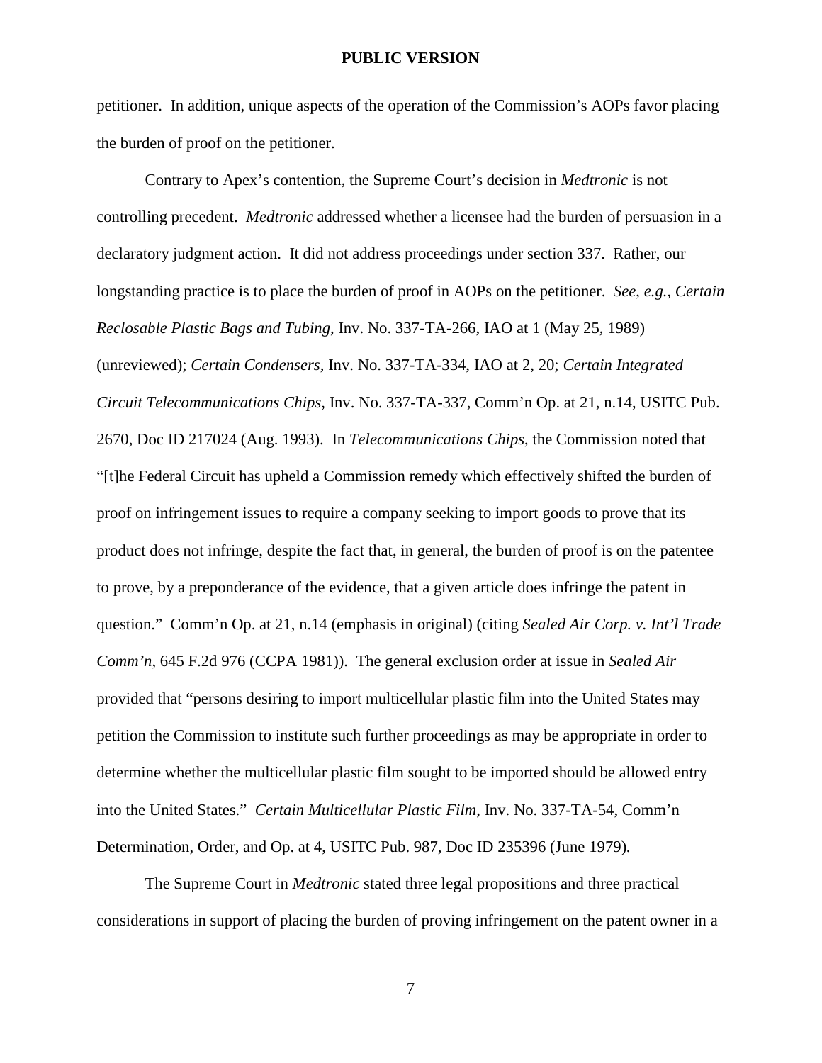petitioner. In addition, unique aspects of the operation of the Commission's AOPs favor placing the burden of proof on the petitioner.

Contrary to Apex's contention, the Supreme Court's decision in *Medtronic* is not controlling precedent. *Medtronic* addressed whether a licensee had the burden of persuasion in a declaratory judgment action. It did not address proceedings under section 337. Rather, our longstanding practice is to place the burden of proof in AOPs on the petitioner. *See, e.g.*, *Certain Reclosable Plastic Bags and Tubing*, Inv. No. 337-TA-266, IAO at 1 (May 25, 1989) (unreviewed); *Certain Condensers*, Inv. No. 337-TA-334, IAO at 2, 20; *Certain Integrated Circuit Telecommunications Chips*, Inv. No. 337-TA-337, Comm'n Op. at 21, n.14, USITC Pub. 2670, Doc ID 217024 (Aug. 1993). In *Telecommunications Chips*, the Commission noted that "[t]he Federal Circuit has upheld a Commission remedy which effectively shifted the burden of proof on infringement issues to require a company seeking to import goods to prove that its product does <u>not</u> infringe, despite the fact that, in general, the burden of proof is on the patentee to prove, by a preponderance of the evidence, that a given article <u>does</u> infringe the patent in question." Comm'n Op. at 21, n.14 (emphasis in original) (citing *Sealed Air Corp. v. Int'l Trade Comm'n*, 645 F.2d 976 (CCPA 1981)). The general exclusion order at issue in *Sealed Air* provided that "persons desiring to import multicellular plastic film into the United States may petition the Commission to institute such further proceedings as may be appropriate in order to determine whether the multicellular plastic film sought to be imported should be allowed entry into the United States." *Certain Multicellular Plastic Film*, Inv. No. 337-TA-54, Comm'n Determination, Order, and Op. at 4, USITC Pub. 987, Doc ID 235396 (June 1979).

The Supreme Court in *Medtronic* stated three legal propositions and three practical considerations in support of placing the burden of proving infringement on the patent owner in a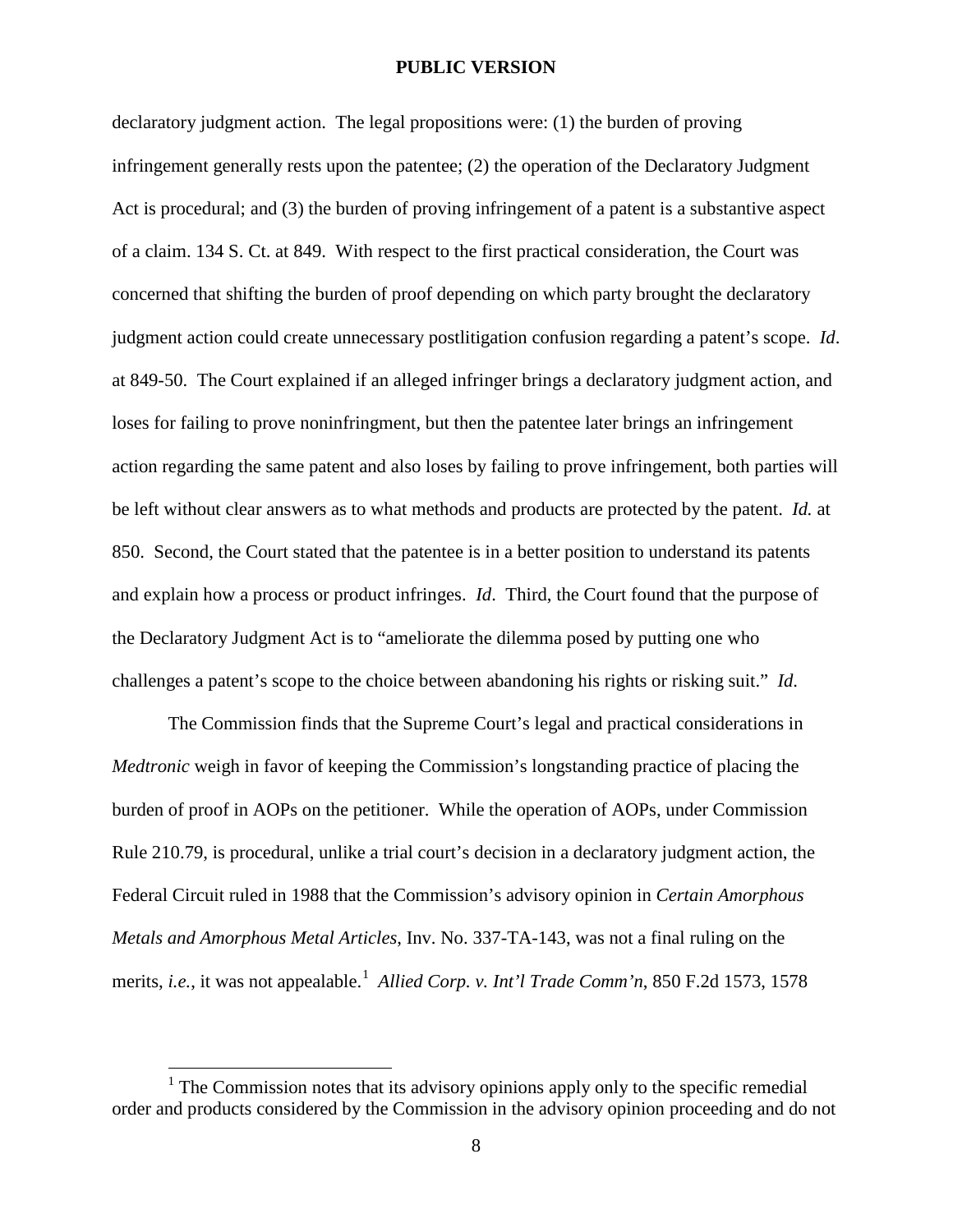declaratory judgment action. The legal propositions were: (1) the burden of proving infringement generally rests upon the patentee; (2) the operation of the Declaratory Judgment Act is procedural; and (3) the burden of proving infringement of a patent is a substantive aspect of a claim. 134 S. Ct. at 849. With respect to the first practical consideration, the Court was concerned that shifting the burden of proof depending on which party brought the declaratory judgment action could create unnecessary postlitigation confusion regarding a patent's scope. *Id*. at 849-50. The Court explained if an alleged infringer brings a declaratory judgment action, and loses for failing to prove noninfringment, but then the patentee later brings an infringement action regarding the same patent and also loses by failing to prove infringement, both parties will be left without clear answers as to what methods and products are protected by the patent. *Id.* at 850. Second, the Court stated that the patentee is in a better position to understand its patents and explain how a process or product infringes. *Id*. Third, the Court found that the purpose of the Declaratory Judgment Act is to "ameliorate the dilemma posed by putting one who challenges a patent's scope to the choice between abandoning his rights or risking suit." *Id*.

The Commission finds that the Supreme Court's legal and practical considerations in *Medtronic* weigh in favor of keeping the Commission's longstanding practice of placing the burden of proof in AOPs on the petitioner. While the operation of AOPs, under Commission Rule 210.79, is procedural, unlike a trial court's decision in a declaratory judgment action, the Federal Circuit ruled in 1988 that the Commission's advisory opinion in *Certain Amorphous Metals and Amorphous Metal Articles*, Inv. No. 337-TA-143, was not a final ruling on the merits, *i.e.*, it was not appealable.[1] *Allied Corp. v. Int'l Trade Comm'n*, 850 F.2d 1573, 1578

[1] The Commission notes that its advisory opinions apply only to the specific remedial order and products considered by the Commission in the advisory opinion proceeding and do not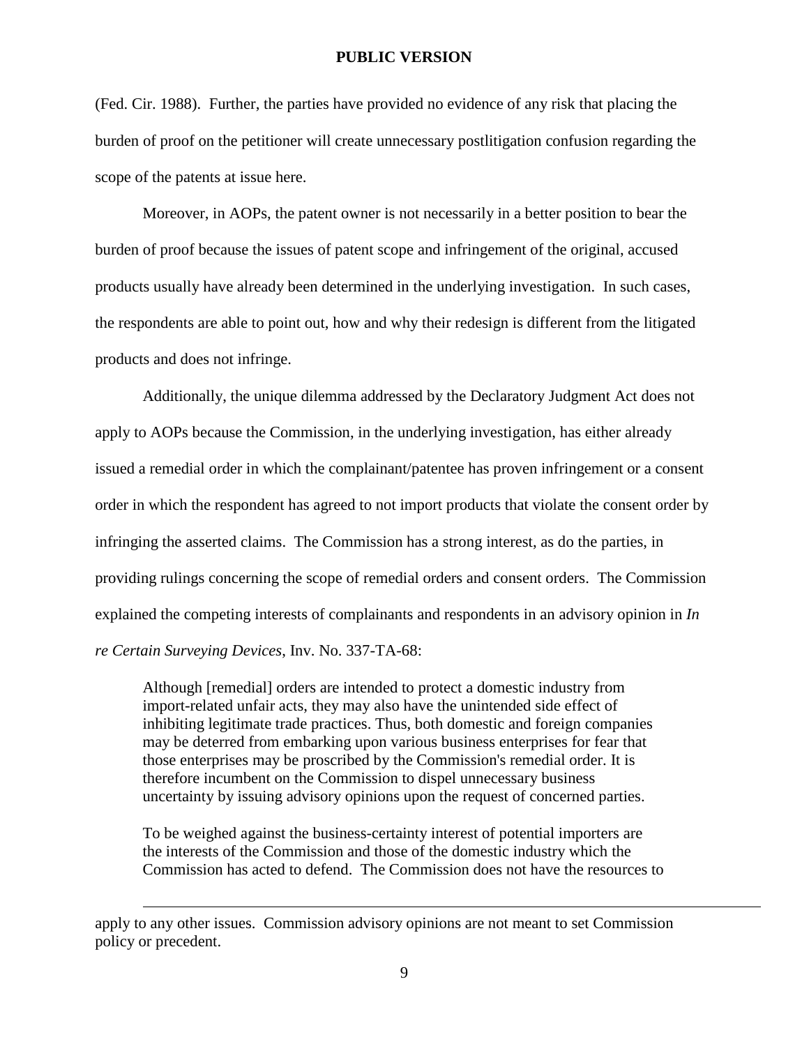(Fed. Cir. 1988). Further, the parties have provided no evidence of any risk that placing the burden of proof on the petitioner will create unnecessary postlitigation confusion regarding the scope of the patents at issue here.

Moreover, in AOPs, the patent owner is not necessarily in a better position to bear the burden of proof because the issues of patent scope and infringement of the original, accused products usually have already been determined in the underlying investigation. In such cases, the respondents are able to point out, how and why their redesign is different from the litigated products and does not infringe.

Additionally, the unique dilemma addressed by the Declaratory Judgment Act does not apply to AOPs because the Commission, in the underlying investigation, has either already issued a remedial order in which the complainant/patentee has proven infringement or a consent order in which the respondent has agreed to not import products that violate the consent order by infringing the asserted claims. The Commission has a strong interest, as do the parties, in providing rulings concerning the scope of remedial orders and consent orders. The Commission explained the competing interests of complainants and respondents in an advisory opinion in *In re Certain Surveying Devices*, Inv. No. 337-TA-68:

> Although [remedial] orders are intended to protect a domestic industry from import-related unfair acts, they may also have the unintended side effect of inhibiting legitimate trade practices. Thus, both domestic and foreign companies may be deterred from embarking upon various business enterprises for fear that those enterprises may be proscribed by the Commission's remedial order. It is therefore incumbent on the Commission to dispel unnecessary business uncertainty by issuing advisory opinions upon the request of concerned parties.
>
> To be weighed against the business-certainty interest of potential importers are the interests of the Commission and those of the domestic industry which the Commission has acted to defend. The Commission does not have the resources to

---

apply to any other issues. Commission advisory opinions are not meant to set Commission policy or precedent.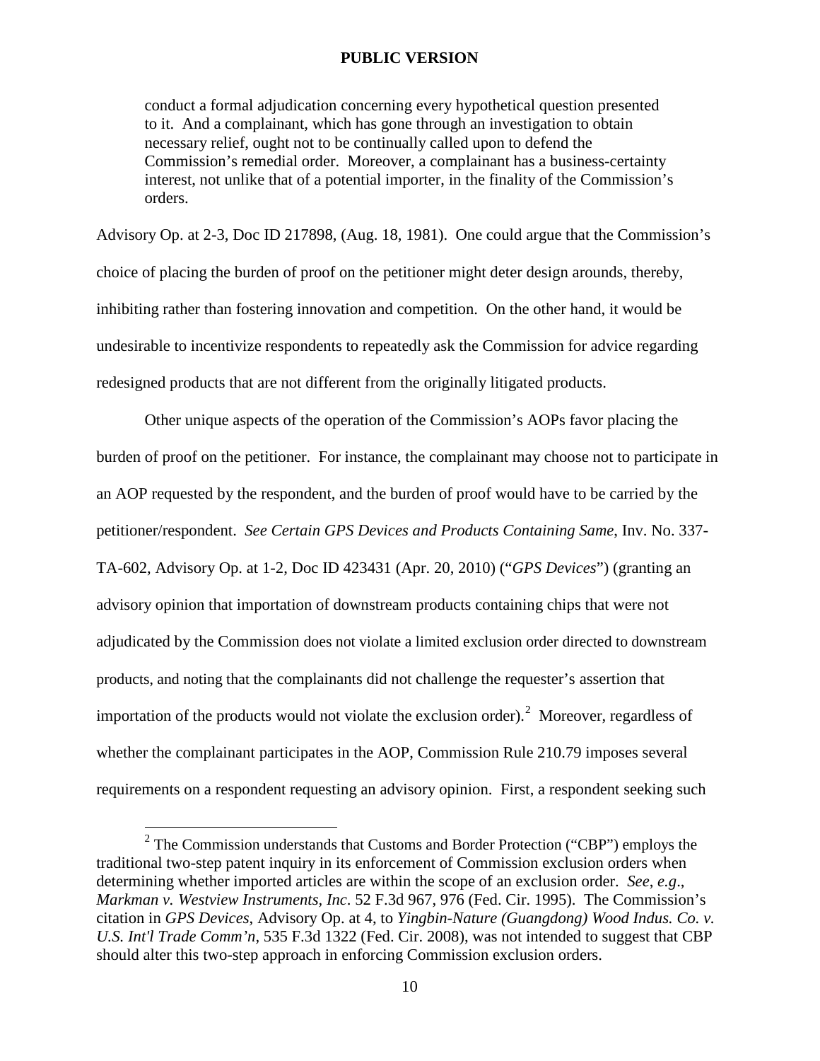> conduct a formal adjudication concerning every hypothetical question presented to it. And a complainant, which has gone through an investigation to obtain necessary relief, ought not to be continually called upon to defend the Commission's remedial order. Moreover, a complainant has a business-certainty interest, not unlike that of a potential importer, in the finality of the Commission's orders.

Advisory Op. at 2-3, Doc ID 217898, (Aug. 18, 1981). One could argue that the Commission's choice of placing the burden of proof on the petitioner might deter design arounds, thereby, inhibiting rather than fostering innovation and competition. On the other hand, it would be undesirable to incentivize respondents to repeatedly ask the Commission for advice regarding redesigned products that are not different from the originally litigated products.

Other unique aspects of the operation of the Commission's AOPs favor placing the burden of proof on the petitioner. For instance, the complainant may choose not to participate in an AOP requested by the respondent, and the burden of proof would have to be carried by the petitioner/respondent. *See Certain GPS Devices and Products Containing Same*, Inv. No. 337-TA-602, Advisory Op. at 1-2, Doc ID 423431 (Apr. 20, 2010) ("*GPS Devices*") (granting an advisory opinion that importation of downstream products containing chips that were not adjudicated by the Commission does not violate a limited exclusion order directed to downstream products, and noting that the complainants did not challenge the requester's assertion that importation of the products would not violate the exclusion order).[2] Moreover, regardless of whether the complainant participates in the AOP, Commission Rule 210.79 imposes several requirements on a respondent requesting an advisory opinion. First, a respondent seeking such

---

[2] The Commission understands that Customs and Border Protection ("CBP") employs the traditional two-step patent inquiry in its enforcement of Commission exclusion orders when determining whether imported articles are within the scope of an exclusion order. *See*, *e.g*., *Markman v. Westview Instruments, Inc*. 52 F.3d 967, 976 (Fed. Cir. 1995). The Commission's citation in *GPS Devices*, Advisory Op. at 4, to *Yingbin-Nature (Guangdong) Wood Indus. Co. v. U.S. Int'l Trade Comm'n*, 535 F.3d 1322 (Fed. Cir. 2008), was not intended to suggest that CBP should alter this two-step approach in enforcing Commission exclusion orders.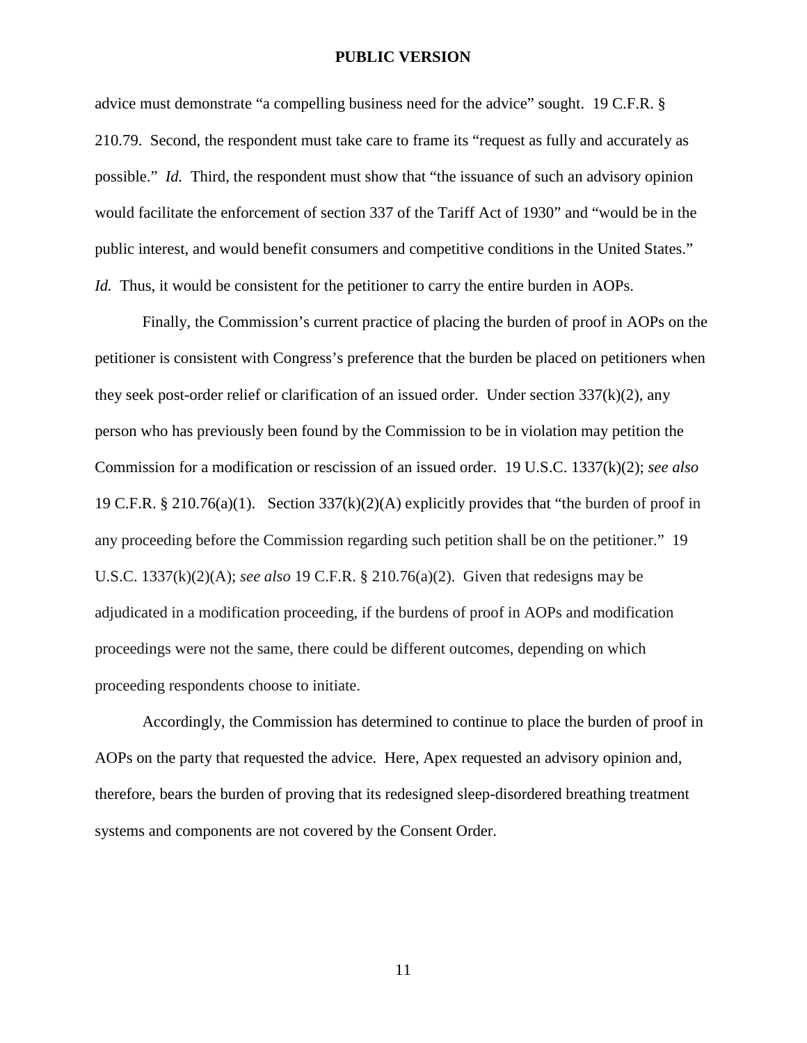advice must demonstrate "a compelling business need for the advice" sought. 19 C.F.R. § 210.79. Second, the respondent must take care to frame its "request as fully and accurately as possible." *Id.* Third, the respondent must show that "the issuance of such an advisory opinion would facilitate the enforcement of section 337 of the Tariff Act of 1930" and "would be in the public interest, and would benefit consumers and competitive conditions in the United States." *Id.* Thus, it would be consistent for the petitioner to carry the entire burden in AOPs.

Finally, the Commission's current practice of placing the burden of proof in AOPs on the petitioner is consistent with Congress's preference that the burden be placed on petitioners when they seek post-order relief or clarification of an issued order. Under section 337(k)(2), any person who has previously been found by the Commission to be in violation may petition the Commission for a modification or rescission of an issued order. 19 U.S.C. 1337(k)(2); *see also* 19 C.F.R. § 210.76(a)(1). Section 337(k)(2)(A) explicitly provides that "the burden of proof in any proceeding before the Commission regarding such petition shall be on the petitioner." 19 U.S.C. 1337(k)(2)(A); *see also* 19 C.F.R. § 210.76(a)(2). Given that redesigns may be adjudicated in a modification proceeding, if the burdens of proof in AOPs and modification proceedings were not the same, there could be different outcomes, depending on which proceeding respondents choose to initiate.

Accordingly, the Commission has determined to continue to place the burden of proof in AOPs on the party that requested the advice. Here, Apex requested an advisory opinion and, therefore, bears the burden of proving that its redesigned sleep-disordered breathing treatment systems and components are not covered by the Consent Order.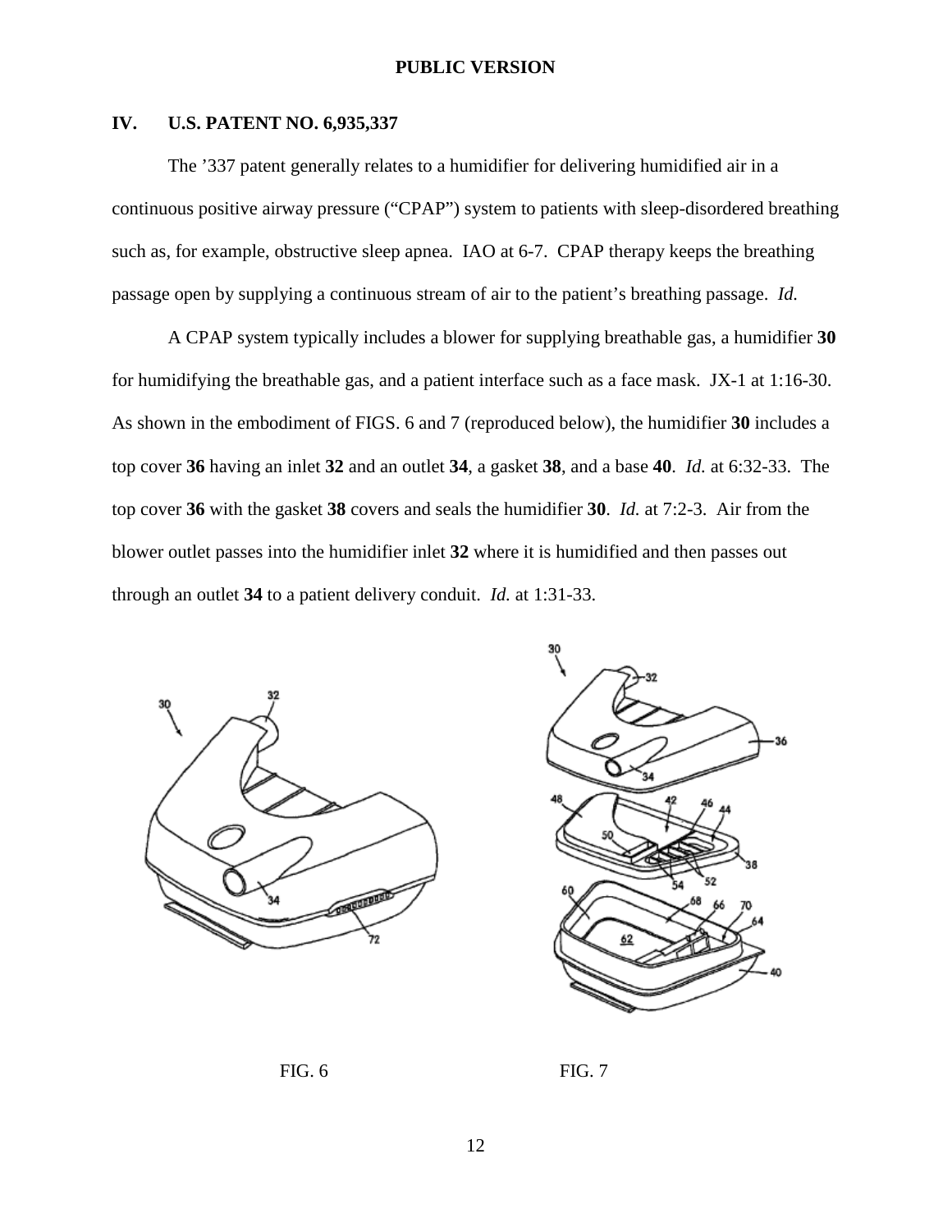PUBLIC VERSION

## IV. U.S. PATENT NO. 6,935,337

The '337 patent generally relates to a humidifier for delivering humidified air in a continuous positive airway pressure ("CPAP") system to patients with sleep-disordered breathing such as, for example, obstructive sleep apnea. IAO at 6-7. CPAP therapy keeps the breathing passage open by supplying a continuous stream of air to the patient's breathing passage. *Id.*

A CPAP system typically includes a blower for supplying breathable gas, a humidifier **30** for humidifying the breathable gas, and a patient interface such as a face mask. JX-1 at 1:16-30. As shown in the embodiment of FIGS. 6 and 7 (reproduced below), the humidifier **30** includes a top cover **36** having an inlet **32** and an outlet **34**, a gasket **38**, and a base **40**. *Id.* at 6:32-33. The top cover **36** with the gasket **38** covers and seals the humidifier **30**. *Id.* at 7:2-3. Air from the blower outlet passes into the humidifier inlet **32** where it is humidified and then passes out through an outlet **34** to a patient delivery conduit. *Id.* at 1:31-33.

FIG. 6

FIG. 7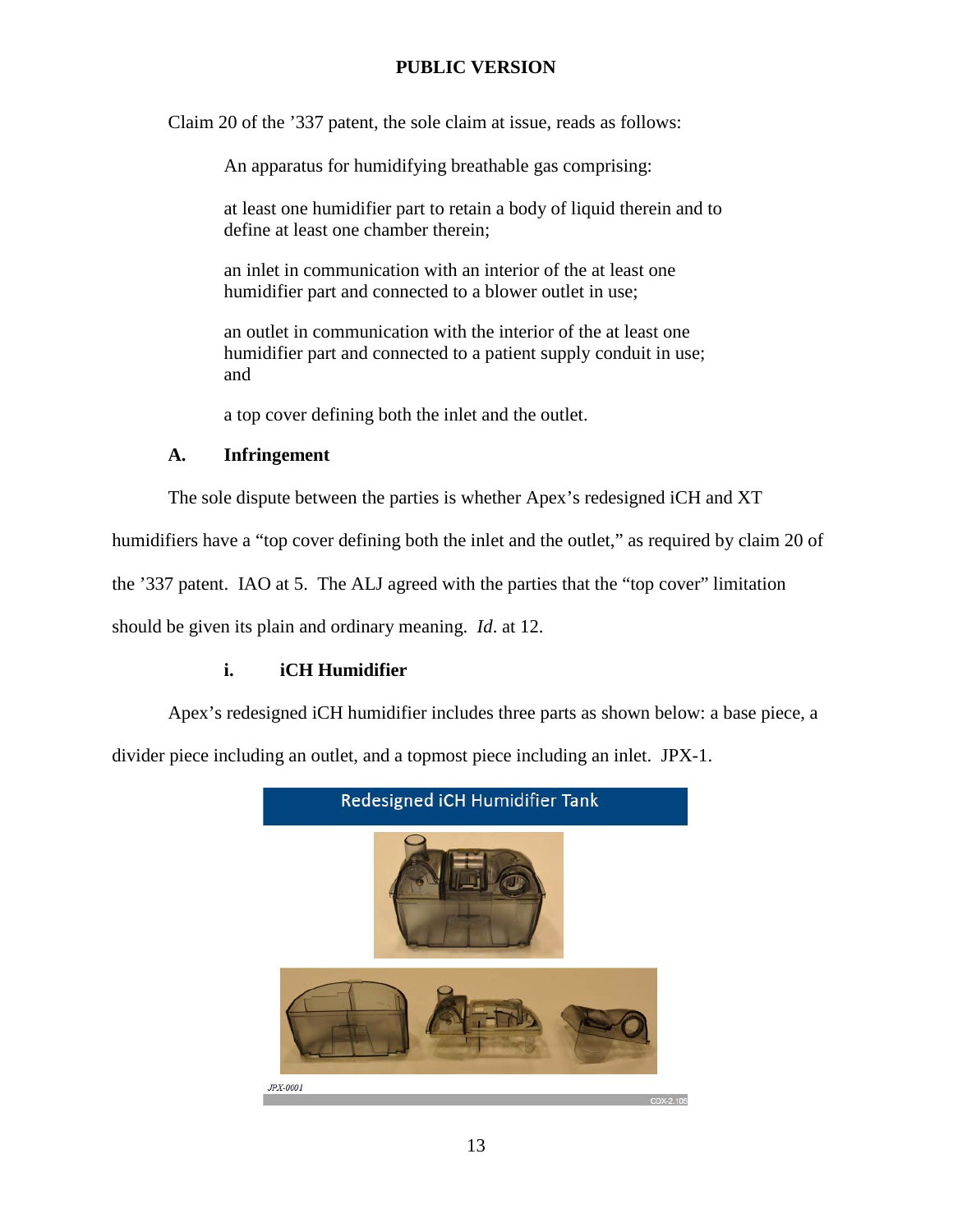**PUBLIC VERSION**

Claim 20 of the ’337 patent, the sole claim at issue, reads as follows:

> An apparatus for humidifying breathable gas comprising:
>
> at least one humidifier part to retain a body of liquid therein and to define at least one chamber therein;
>
> an inlet in communication with an interior of the at least one humidifier part and connected to a blower outlet in use;
>
> an outlet in communication with the interior of the at least one humidifier part and connected to a patient supply conduit in use; and
>
> a top cover defining both the inlet and the outlet.

### A. Infringement

The sole dispute between the parties is whether Apex’s redesigned iCH and XT humidifiers have a “top cover defining both the inlet and the outlet,” as required by claim 20 of the ’337 patent. IAO at 5. The ALJ agreed with the parties that the “top cover” limitation should be given its plain and ordinary meaning. *Id*. at 12.

#### i. iCH Humidifier

Apex’s redesigned iCH humidifier includes three parts as shown below: a base piece, a divider piece including an outlet, and a topmost piece including an inlet. JPX-1.

Redesigned iCH Humidifier Tank

JPX-0001

CDX-2.105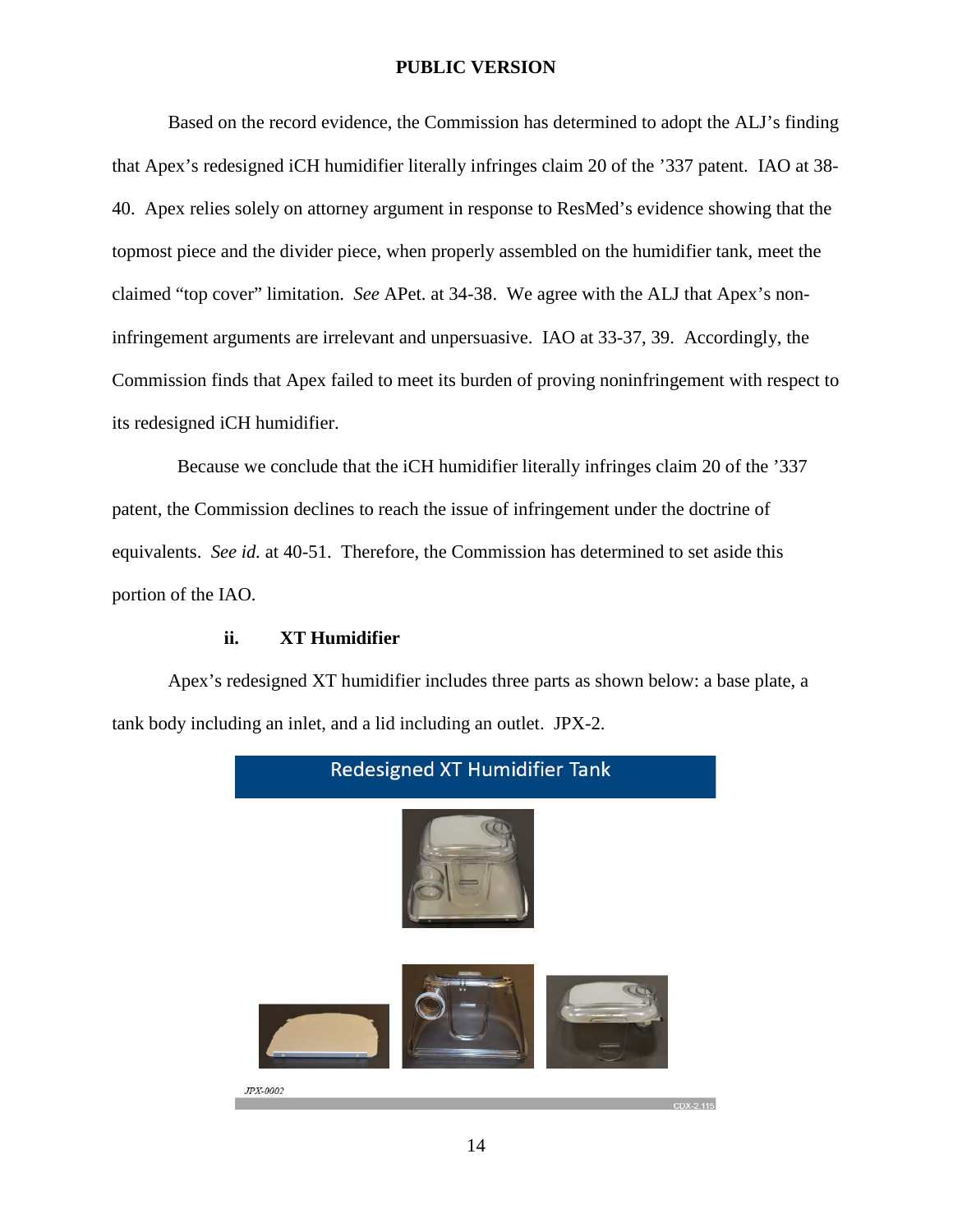Based on the record evidence, the Commission has determined to adopt the ALJ's finding that Apex's redesigned iCH humidifier literally infringes claim 20 of the '337 patent. IAO at 38-40. Apex relies solely on attorney argument in response to ResMed's evidence showing that the topmost piece and the divider piece, when properly assembled on the humidifier tank, meet the claimed "top cover" limitation. *See* APet. at 34-38. We agree with the ALJ that Apex's non-infringement arguments are irrelevant and unpersuasive. IAO at 33-37, 39. Accordingly, the Commission finds that Apex failed to meet its burden of proving noninfringement with respect to its redesigned iCH humidifier.

Because we conclude that the iCH humidifier literally infringes claim 20 of the '337 patent, the Commission declines to reach the issue of infringement under the doctrine of equivalents. *See id.* at 40-51. Therefore, the Commission has determined to set aside this portion of the IAO.

### ii. XT Humidifier

Apex's redesigned XT humidifier includes three parts as shown below: a base plate, a tank body including an inlet, and a lid including an outlet. JPX-2.

Redesigned XT Humidifier Tank

JPX-0002

CDX-2.115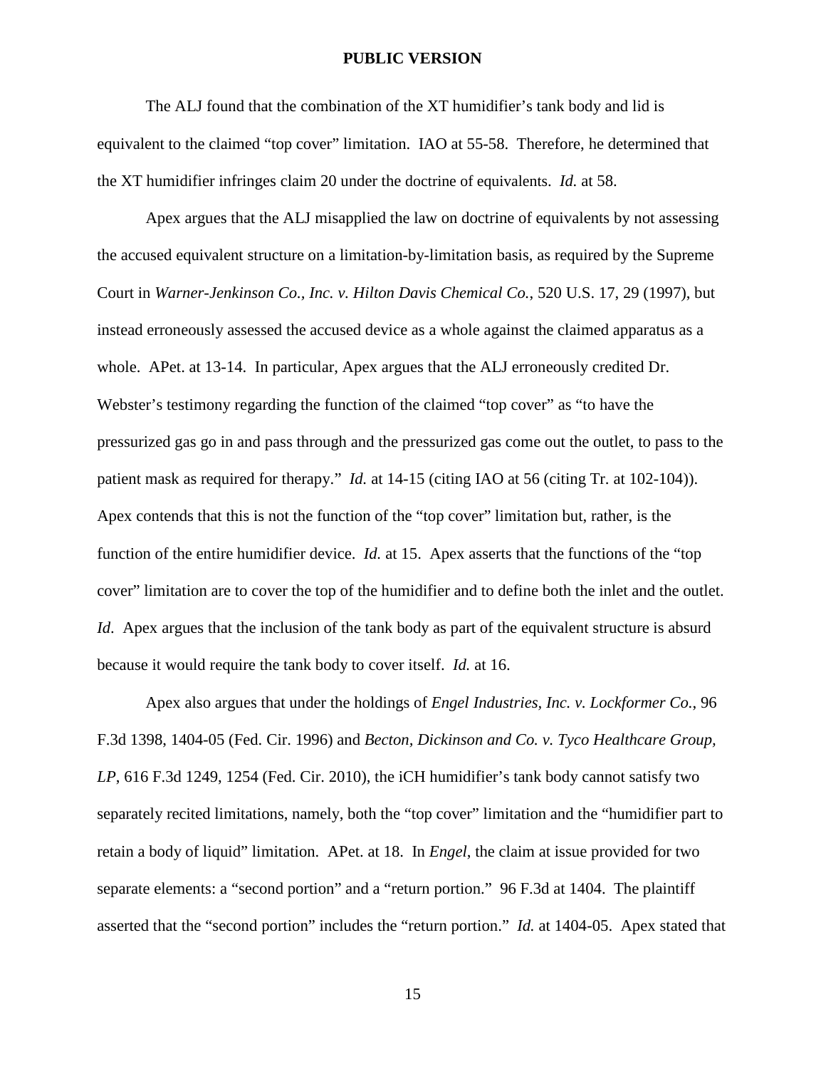The ALJ found that the combination of the XT humidifier's tank body and lid is equivalent to the claimed "top cover" limitation. IAO at 55-58. Therefore, he determined that the XT humidifier infringes claim 20 under the doctrine of equivalents. *Id.* at 58.

Apex argues that the ALJ misapplied the law on doctrine of equivalents by not assessing the accused equivalent structure on a limitation-by-limitation basis, as required by the Supreme Court in *Warner-Jenkinson Co., Inc. v. Hilton Davis Chemical Co.*, 520 U.S. 17, 29 (1997), but instead erroneously assessed the accused device as a whole against the claimed apparatus as a whole. APet. at 13-14. In particular, Apex argues that the ALJ erroneously credited Dr. Webster's testimony regarding the function of the claimed "top cover" as "to have the pressurized gas go in and pass through and the pressurized gas come out the outlet, to pass to the patient mask as required for therapy." *Id.* at 14-15 (citing IAO at 56 (citing Tr. at 102-104)). Apex contends that this is not the function of the "top cover" limitation but, rather, is the function of the entire humidifier device. *Id.* at 15. Apex asserts that the functions of the "top cover" limitation are to cover the top of the humidifier and to define both the inlet and the outlet. *Id.* Apex argues that the inclusion of the tank body as part of the equivalent structure is absurd because it would require the tank body to cover itself. *Id.* at 16.

Apex also argues that under the holdings of *Engel Industries, Inc. v. Lockformer Co.*, 96 F.3d 1398, 1404-05 (Fed. Cir. 1996) and *Becton, Dickinson and Co. v. Tyco Healthcare Group, LP*, 616 F.3d 1249, 1254 (Fed. Cir. 2010), the iCH humidifier's tank body cannot satisfy two separately recited limitations, namely, both the "top cover" limitation and the "humidifier part to retain a body of liquid" limitation. APet. at 18. In *Engel*, the claim at issue provided for two separate elements: a "second portion" and a "return portion." 96 F.3d at 1404. The plaintiff asserted that the "second portion" includes the "return portion." *Id.* at 1404-05. Apex stated that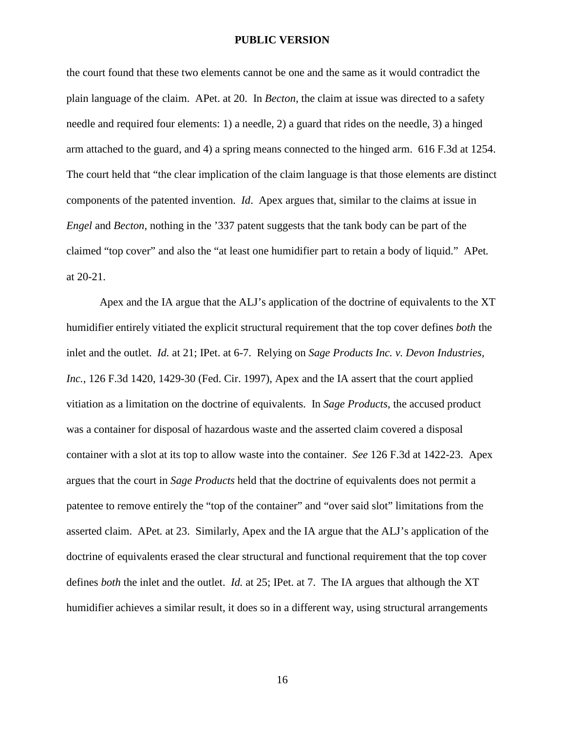the court found that these two elements cannot be one and the same as it would contradict the plain language of the claim. APet. at 20. In *Becton*, the claim at issue was directed to a safety needle and required four elements: 1) a needle, 2) a guard that rides on the needle, 3) a hinged arm attached to the guard, and 4) a spring means connected to the hinged arm. 616 F.3d at 1254. The court held that "the clear implication of the claim language is that those elements are distinct components of the patented invention. *Id*. Apex argues that, similar to the claims at issue in *Engel* and *Becton*, nothing in the '337 patent suggests that the tank body can be part of the claimed "top cover" and also the "at least one humidifier part to retain a body of liquid." APet*.* at 20-21.

Apex and the IA argue that the ALJ's application of the doctrine of equivalents to the XT humidifier entirely vitiated the explicit structural requirement that the top cover defines *both* the inlet and the outlet. *Id.* at 21; IPet. at 6-7. Relying on *Sage Products Inc. v. Devon Industries, Inc.*, 126 F.3d 1420, 1429-30 (Fed. Cir. 1997), Apex and the IA assert that the court applied vitiation as a limitation on the doctrine of equivalents. In *Sage Products*, the accused product was a container for disposal of hazardous waste and the asserted claim covered a disposal container with a slot at its top to allow waste into the container. *See* 126 F.3d at 1422-23. Apex argues that the court in *Sage Products* held that the doctrine of equivalents does not permit a patentee to remove entirely the "top of the container" and "over said slot" limitations from the asserted claim. APet*.* at 23. Similarly, Apex and the IA argue that the ALJ's application of the doctrine of equivalents erased the clear structural and functional requirement that the top cover defines *both* the inlet and the outlet. *Id.* at 25; IPet. at 7. The IA argues that although the XT humidifier achieves a similar result, it does so in a different way, using structural arrangements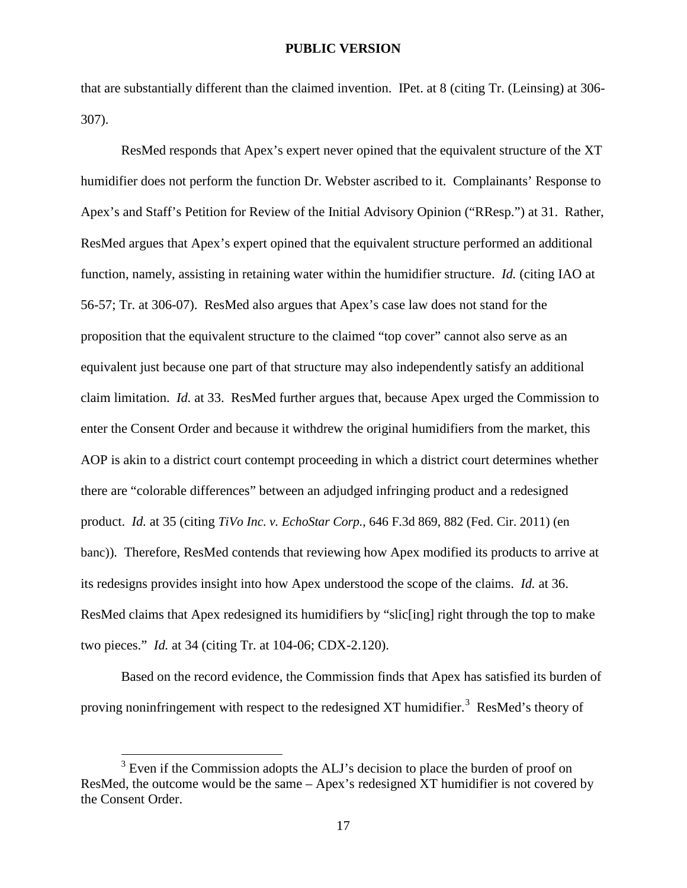that are substantially different than the claimed invention. IPet. at 8 (citing Tr. (Leinsing) at 306-307).

ResMed responds that Apex's expert never opined that the equivalent structure of the XT humidifier does not perform the function Dr. Webster ascribed to it. Complainants' Response to Apex's and Staff's Petition for Review of the Initial Advisory Opinion ("RResp.") at 31. Rather, ResMed argues that Apex's expert opined that the equivalent structure performed an additional function, namely, assisting in retaining water within the humidifier structure. *Id.* (citing IAO at 56-57; Tr. at 306-07). ResMed also argues that Apex's case law does not stand for the proposition that the equivalent structure to the claimed "top cover" cannot also serve as an equivalent just because one part of that structure may also independently satisfy an additional claim limitation. *Id.* at 33. ResMed further argues that, because Apex urged the Commission to enter the Consent Order and because it withdrew the original humidifiers from the market, this AOP is akin to a district court contempt proceeding in which a district court determines whether there are "colorable differences" between an adjudged infringing product and a redesigned product. *Id.* at 35 (citing *TiVo Inc. v. EchoStar Corp.*, 646 F.3d 869, 882 (Fed. Cir. 2011) (en banc)). Therefore, ResMed contends that reviewing how Apex modified its products to arrive at its redesigns provides insight into how Apex understood the scope of the claims. *Id.* at 36. ResMed claims that Apex redesigned its humidifiers by "slic[ing] right through the top to make two pieces." *Id.* at 34 (citing Tr. at 104-06; CDX-2.120).

Based on the record evidence, the Commission finds that Apex has satisfied its burden of proving noninfringement with respect to the redesigned XT humidifier.[3] ResMed's theory of

[3] Even if the Commission adopts the ALJ's decision to place the burden of proof on ResMed, the outcome would be the same – Apex's redesigned XT humidifier is not covered by the Consent Order.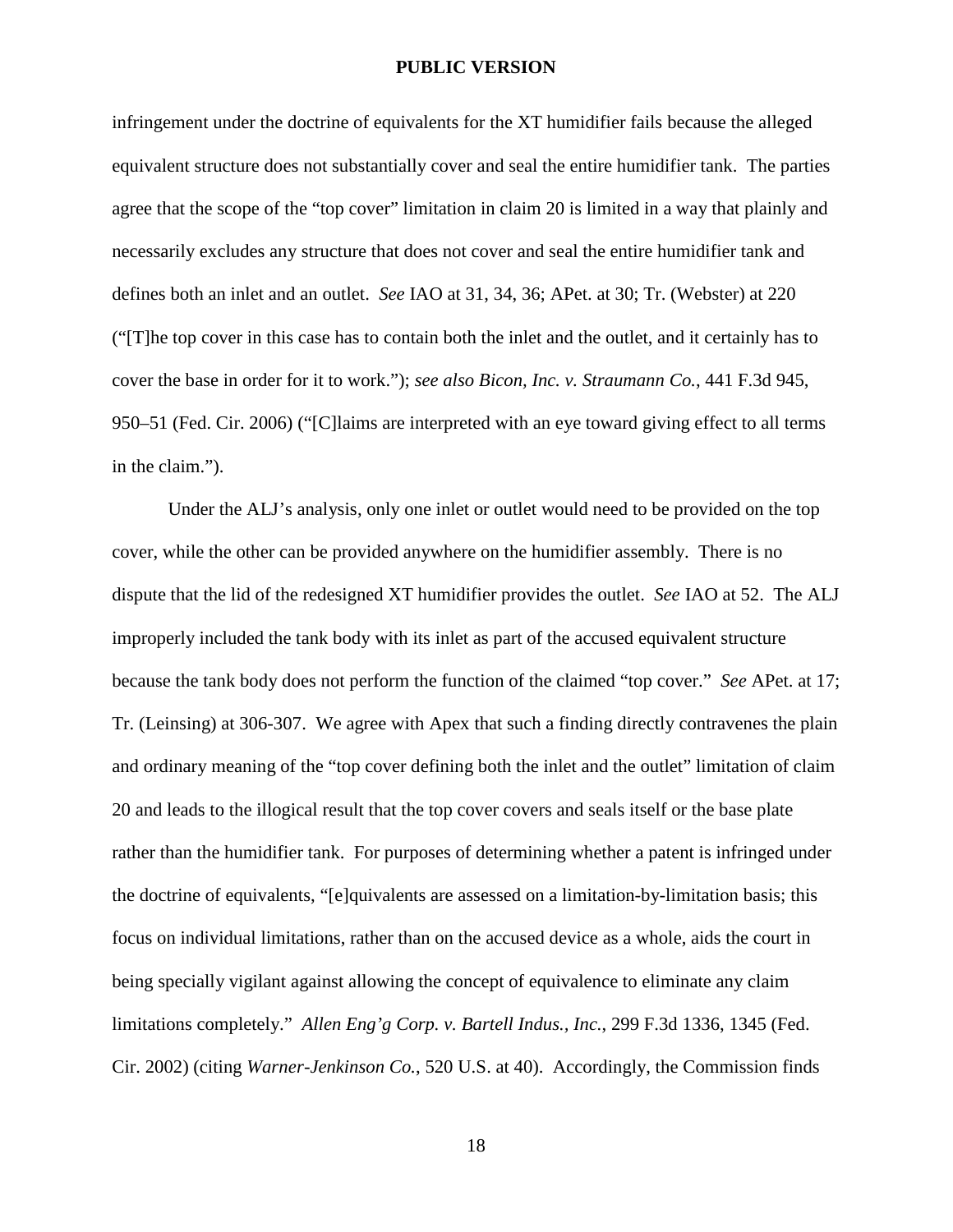infringement under the doctrine of equivalents for the XT humidifier fails because the alleged equivalent structure does not substantially cover and seal the entire humidifier tank. The parties agree that the scope of the "top cover" limitation in claim 20 is limited in a way that plainly and necessarily excludes any structure that does not cover and seal the entire humidifier tank and defines both an inlet and an outlet. *See* IAO at 31, 34, 36; APet. at 30; Tr. (Webster) at 220 ("[T]he top cover in this case has to contain both the inlet and the outlet, and it certainly has to cover the base in order for it to work."); *see also Bicon, Inc. v. Straumann Co.*, 441 F.3d 945, 950–51 (Fed. Cir. 2006) ("[C]laims are interpreted with an eye toward giving effect to all terms in the claim.").

Under the ALJ's analysis, only one inlet or outlet would need to be provided on the top cover, while the other can be provided anywhere on the humidifier assembly. There is no dispute that the lid of the redesigned XT humidifier provides the outlet. *See* IAO at 52. The ALJ improperly included the tank body with its inlet as part of the accused equivalent structure because the tank body does not perform the function of the claimed "top cover." *See* APet. at 17; Tr. (Leinsing) at 306-307. We agree with Apex that such a finding directly contravenes the plain and ordinary meaning of the "top cover defining both the inlet and the outlet" limitation of claim 20 and leads to the illogical result that the top cover covers and seals itself or the base plate rather than the humidifier tank. For purposes of determining whether a patent is infringed under the doctrine of equivalents, "[e]quivalents are assessed on a limitation-by-limitation basis; this focus on individual limitations, rather than on the accused device as a whole, aids the court in being specially vigilant against allowing the concept of equivalence to eliminate any claim limitations completely." *Allen Eng'g Corp. v. Bartell Indus., Inc.*, 299 F.3d 1336, 1345 (Fed. Cir. 2002) (citing *Warner-Jenkinson Co.*, 520 U.S. at 40). Accordingly, the Commission finds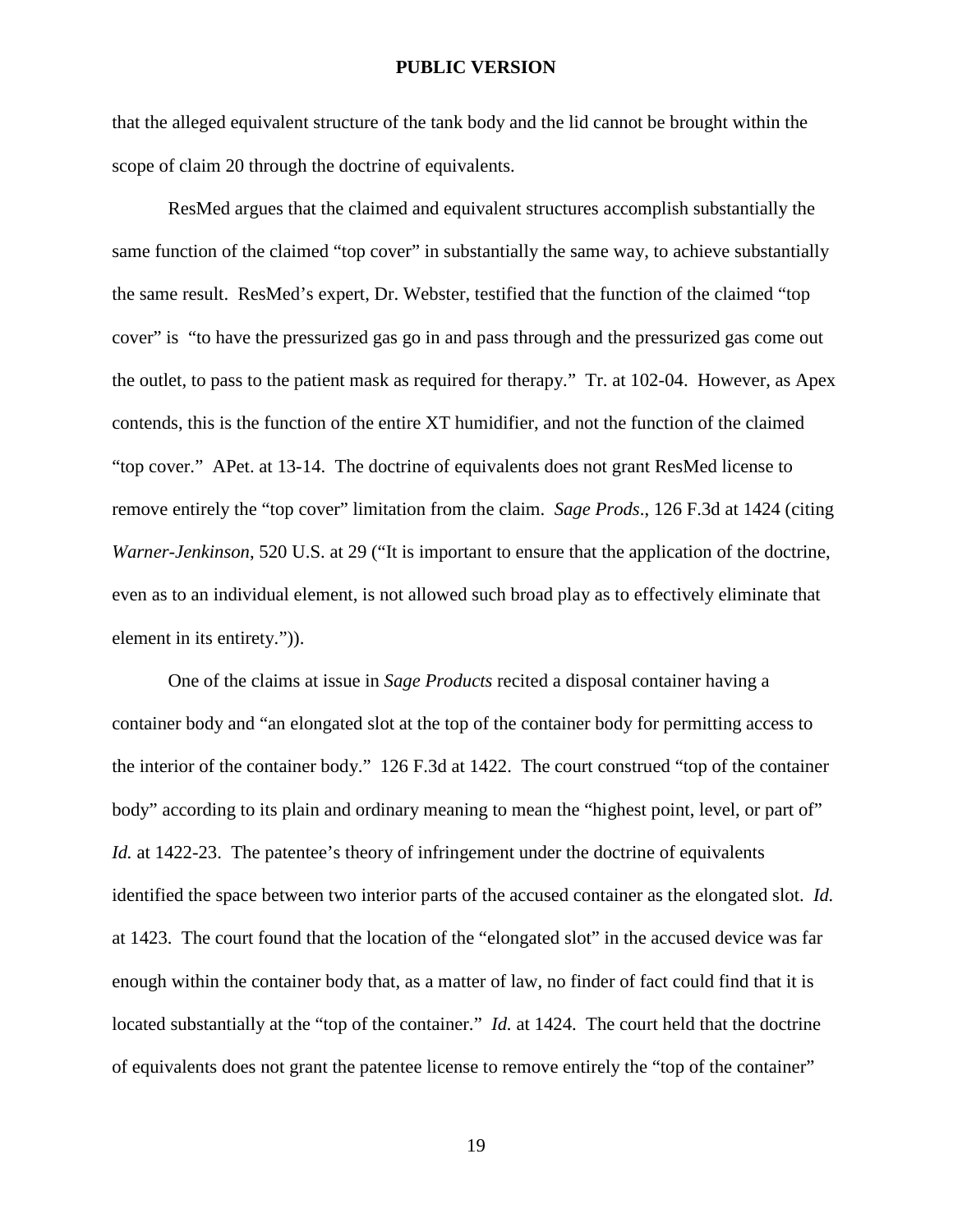that the alleged equivalent structure of the tank body and the lid cannot be brought within the scope of claim 20 through the doctrine of equivalents.

ResMed argues that the claimed and equivalent structures accomplish substantially the same function of the claimed "top cover" in substantially the same way, to achieve substantially the same result. ResMed's expert, Dr. Webster, testified that the function of the claimed "top cover" is "to have the pressurized gas go in and pass through and the pressurized gas come out the outlet, to pass to the patient mask as required for therapy." Tr. at 102-04. However, as Apex contends, this is the function of the entire XT humidifier, and not the function of the claimed "top cover." APet. at 13-14. The doctrine of equivalents does not grant ResMed license to remove entirely the "top cover" limitation from the claim. *Sage Prods*., 126 F.3d at 1424 (citing *Warner-Jenkinson*, 520 U.S. at 29 ("It is important to ensure that the application of the doctrine, even as to an individual element, is not allowed such broad play as to effectively eliminate that element in its entirety.")).

One of the claims at issue in *Sage Products* recited a disposal container having a container body and "an elongated slot at the top of the container body for permitting access to the interior of the container body." 126 F.3d at 1422. The court construed "top of the container body" according to its plain and ordinary meaning to mean the "highest point, level, or part of" *Id.* at 1422-23. The patentee's theory of infringement under the doctrine of equivalents identified the space between two interior parts of the accused container as the elongated slot. *Id.* at 1423. The court found that the location of the "elongated slot" in the accused device was far enough within the container body that, as a matter of law, no finder of fact could find that it is located substantially at the "top of the container." *Id.* at 1424. The court held that the doctrine of equivalents does not grant the patentee license to remove entirely the "top of the container"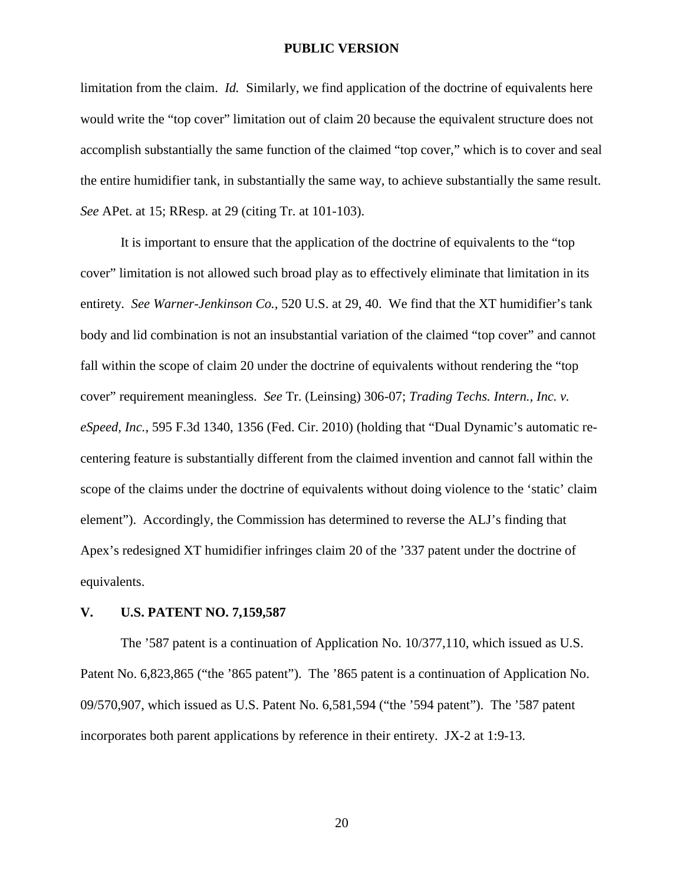limitation from the claim. *Id.* Similarly, we find application of the doctrine of equivalents here would write the "top cover" limitation out of claim 20 because the equivalent structure does not accomplish substantially the same function of the claimed "top cover," which is to cover and seal the entire humidifier tank, in substantially the same way, to achieve substantially the same result. *See* APet. at 15; RResp. at 29 (citing Tr. at 101-103).

It is important to ensure that the application of the doctrine of equivalents to the "top cover" limitation is not allowed such broad play as to effectively eliminate that limitation in its entirety. *See Warner-Jenkinson Co.*, 520 U.S. at 29, 40. We find that the XT humidifier's tank body and lid combination is not an insubstantial variation of the claimed "top cover" and cannot fall within the scope of claim 20 under the doctrine of equivalents without rendering the "top cover" requirement meaningless. *See* Tr. (Leinsing) 306-07; *Trading Techs. Intern., Inc. v. eSpeed, Inc.*, 595 F.3d 1340, 1356 (Fed. Cir. 2010) (holding that "Dual Dynamic's automatic re-centering feature is substantially different from the claimed invention and cannot fall within the scope of the claims under the doctrine of equivalents without doing violence to the 'static' claim element"). Accordingly, the Commission has determined to reverse the ALJ's finding that Apex's redesigned XT humidifier infringes claim 20 of the '337 patent under the doctrine of equivalents.

## V. U.S. PATENT NO. 7,159,587

The '587 patent is a continuation of Application No. 10/377,110, which issued as U.S. Patent No. 6,823,865 ("the '865 patent"). The '865 patent is a continuation of Application No. 09/570,907, which issued as U.S. Patent No. 6,581,594 ("the '594 patent"). The '587 patent incorporates both parent applications by reference in their entirety. JX-2 at 1:9-13.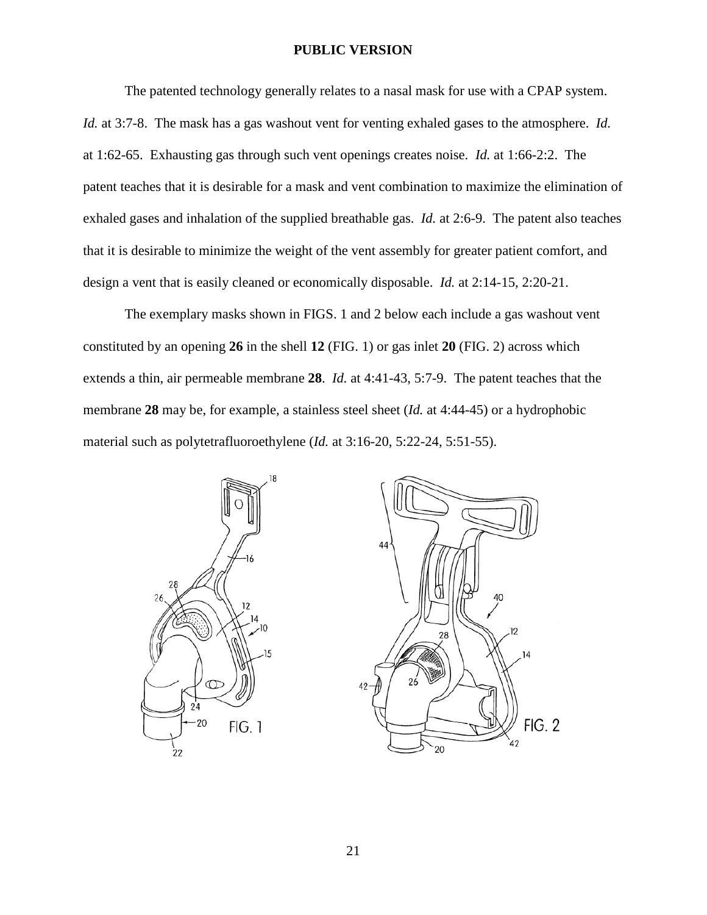**PUBLIC VERSION**

The patented technology generally relates to a nasal mask for use with a CPAP system. *Id.* at 3:7-8. The mask has a gas washout vent for venting exhaled gases to the atmosphere. *Id.* at 1:62-65. Exhausting gas through such vent openings creates noise. *Id.* at 1:66-2:2. The patent teaches that it is desirable for a mask and vent combination to maximize the elimination of exhaled gases and inhalation of the supplied breathable gas. *Id.* at 2:6-9. The patent also teaches that it is desirable to minimize the weight of the vent assembly for greater patient comfort, and design a vent that is easily cleaned or economically disposable. *Id.* at 2:14-15, 2:20-21.

The exemplary masks shown in FIGS. 1 and 2 below each include a gas washout vent constituted by an opening **26** in the shell **12** (FIG. 1) or gas inlet **20** (FIG. 2) across which extends a thin, air permeable membrane **28**. *Id.* at 4:41-43, 5:7-9. The patent teaches that the membrane **28** may be, for example, a stainless steel sheet (*Id.* at 4:44-45) or a hydrophobic material such as polytetrafluoroethylene (*Id.* at 3:16-20, 5:22-24, 5:51-55).

FIG. 1

FIG. 2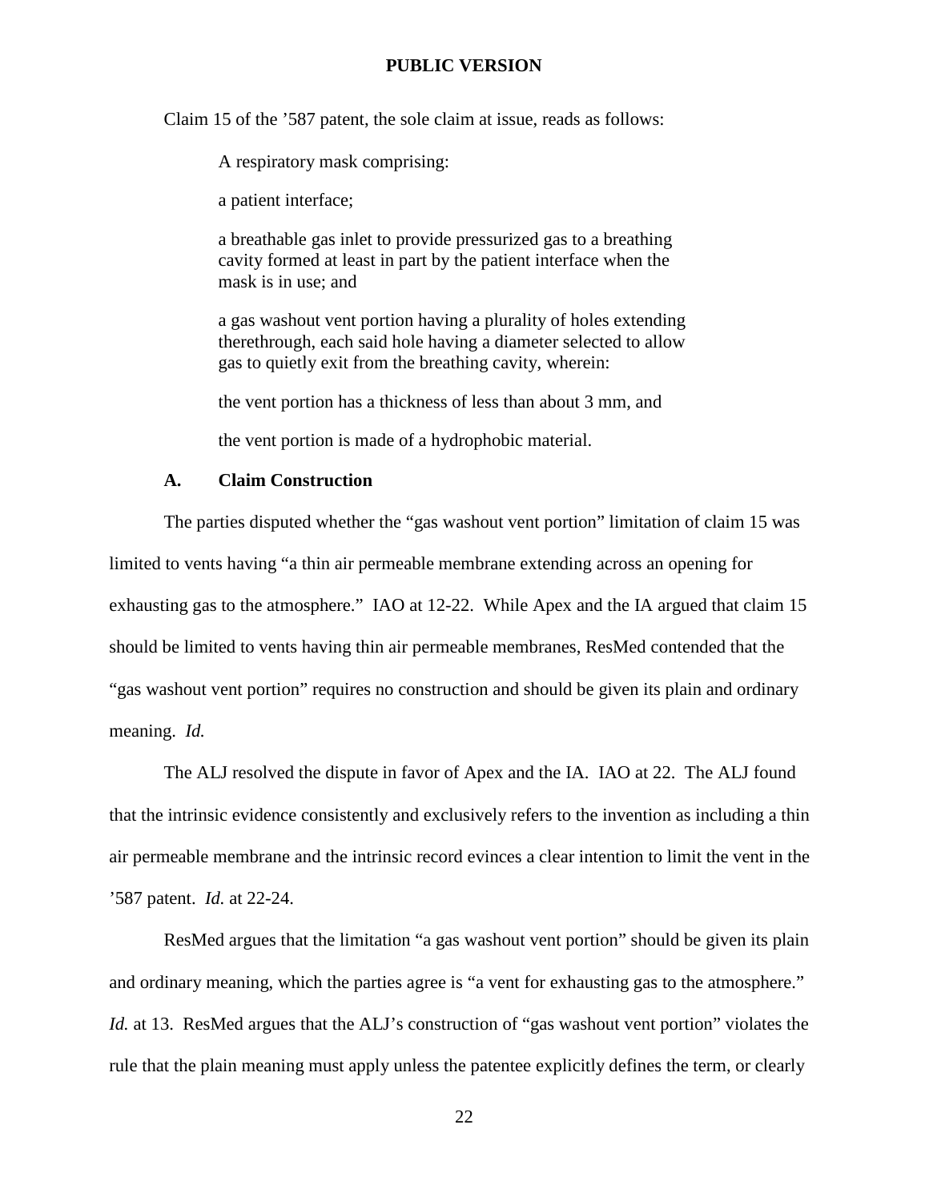Claim 15 of the ’587 patent, the sole claim at issue, reads as follows:

> A respiratory mask comprising:
>
> a patient interface;
>
> a breathable gas inlet to provide pressurized gas to a breathing cavity formed at least in part by the patient interface when the mask is in use; and
>
> a gas washout vent portion having a plurality of holes extending therethrough, each said hole having a diameter selected to allow gas to quietly exit from the breathing cavity, wherein:
>
> the vent portion has a thickness of less than about 3 mm, and
>
> the vent portion is made of a hydrophobic material.

### A. Claim Construction

The parties disputed whether the “gas washout vent portion” limitation of claim 15 was limited to vents having “a thin air permeable membrane extending across an opening for exhausting gas to the atmosphere.” IAO at 12-22. While Apex and the IA argued that claim 15 should be limited to vents having thin air permeable membranes, ResMed contended that the “gas washout vent portion” requires no construction and should be given its plain and ordinary meaning. *Id.*

The ALJ resolved the dispute in favor of Apex and the IA. IAO at 22. The ALJ found that the intrinsic evidence consistently and exclusively refers to the invention as including a thin air permeable membrane and the intrinsic record evinces a clear intention to limit the vent in the ’587 patent. *Id.* at 22-24.

ResMed argues that the limitation “a gas washout vent portion” should be given its plain and ordinary meaning, which the parties agree is “a vent for exhausting gas to the atmosphere.” *Id.* at 13. ResMed argues that the ALJ’s construction of “gas washout vent portion” violates the rule that the plain meaning must apply unless the patentee explicitly defines the term, or clearly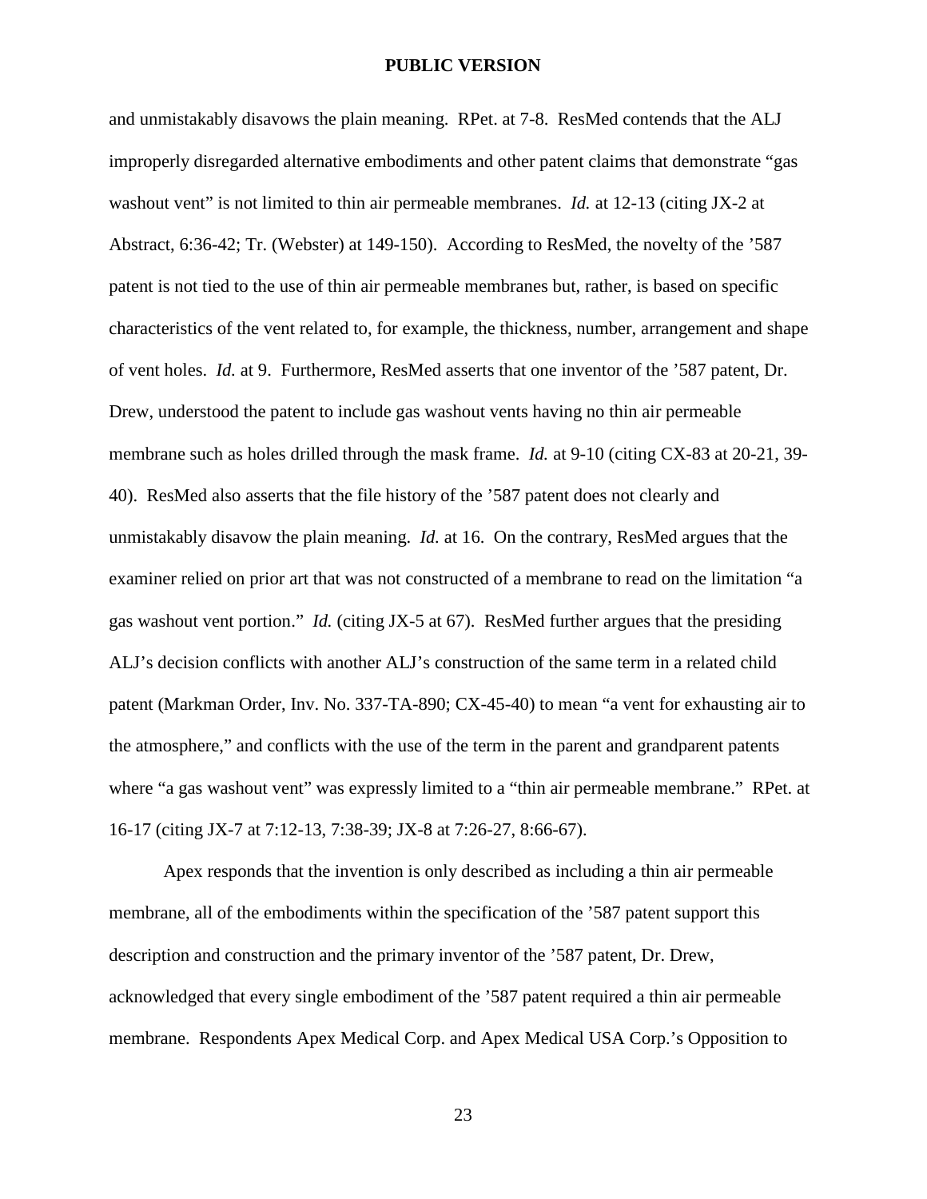and unmistakably disavows the plain meaning. RPet. at 7-8. ResMed contends that the ALJ improperly disregarded alternative embodiments and other patent claims that demonstrate "gas washout vent" is not limited to thin air permeable membranes. *Id.* at 12-13 (citing JX-2 at Abstract, 6:36-42; Tr. (Webster) at 149-150). According to ResMed, the novelty of the '587 patent is not tied to the use of thin air permeable membranes but, rather, is based on specific characteristics of the vent related to, for example, the thickness, number, arrangement and shape of vent holes. *Id.* at 9. Furthermore, ResMed asserts that one inventor of the '587 patent, Dr. Drew, understood the patent to include gas washout vents having no thin air permeable membrane such as holes drilled through the mask frame. *Id.* at 9-10 (citing CX-83 at 20-21, 39-40). ResMed also asserts that the file history of the '587 patent does not clearly and unmistakably disavow the plain meaning. *Id.* at 16. On the contrary, ResMed argues that the examiner relied on prior art that was not constructed of a membrane to read on the limitation "a gas washout vent portion." *Id.* (citing JX-5 at 67). ResMed further argues that the presiding ALJ's decision conflicts with another ALJ's construction of the same term in a related child patent (Markman Order, Inv. No. 337-TA-890; CX-45-40) to mean "a vent for exhausting air to the atmosphere," and conflicts with the use of the term in the parent and grandparent patents where "a gas washout vent" was expressly limited to a "thin air permeable membrane." RPet. at 16-17 (citing JX-7 at 7:12-13, 7:38-39; JX-8 at 7:26-27, 8:66-67).

Apex responds that the invention is only described as including a thin air permeable membrane, all of the embodiments within the specification of the '587 patent support this description and construction and the primary inventor of the '587 patent, Dr. Drew, acknowledged that every single embodiment of the '587 patent required a thin air permeable membrane. Respondents Apex Medical Corp. and Apex Medical USA Corp.'s Opposition to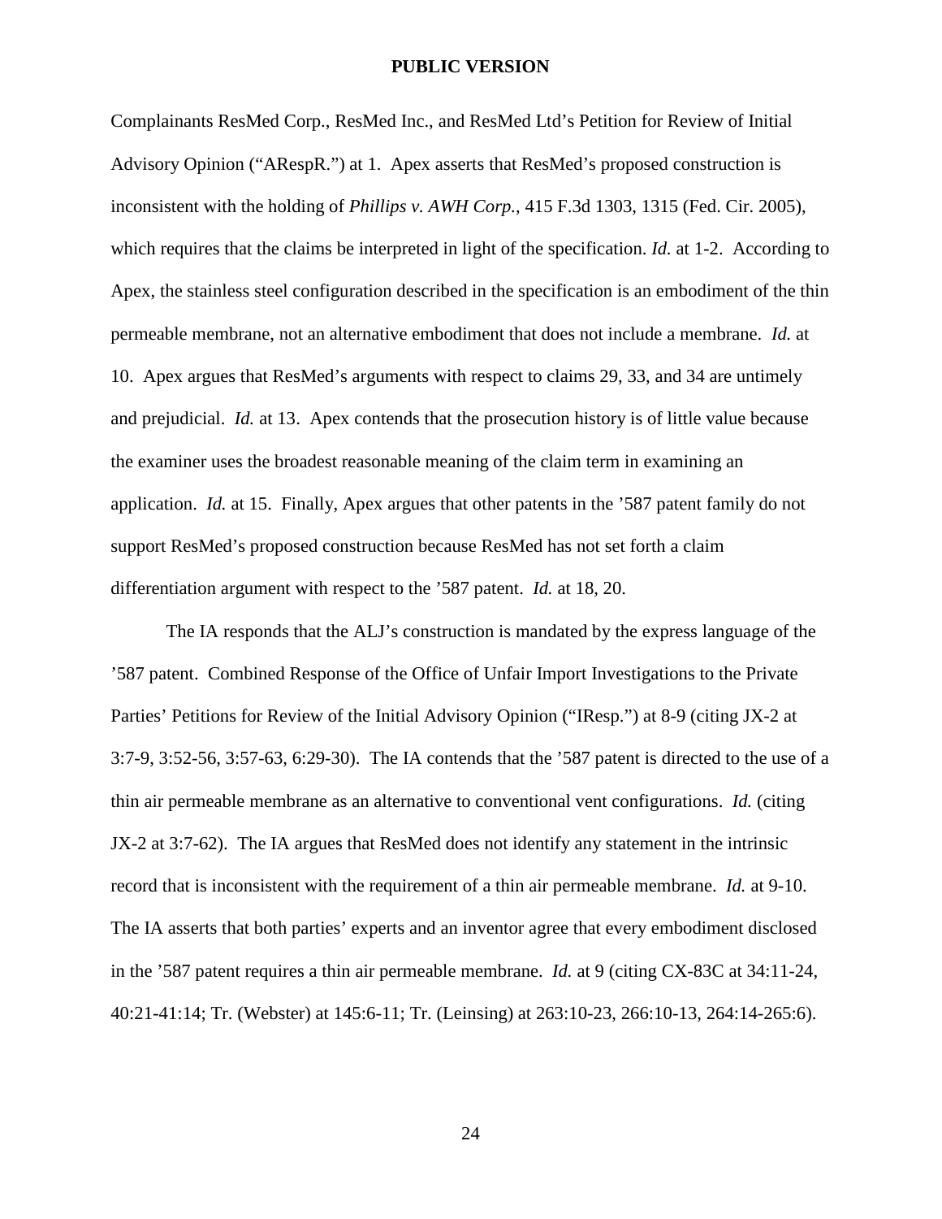Complainants ResMed Corp., ResMed Inc., and ResMed Ltd's Petition for Review of Initial Advisory Opinion ("ARespR.") at 1. Apex asserts that ResMed's proposed construction is inconsistent with the holding of *Phillips v. AWH Corp.*, 415 F.3d 1303, 1315 (Fed. Cir. 2005), which requires that the claims be interpreted in light of the specification. *Id.* at 1-2. According to Apex, the stainless steel configuration described in the specification is an embodiment of the thin permeable membrane, not an alternative embodiment that does not include a membrane. *Id.* at 10. Apex argues that ResMed's arguments with respect to claims 29, 33, and 34 are untimely and prejudicial. *Id.* at 13. Apex contends that the prosecution history is of little value because the examiner uses the broadest reasonable meaning of the claim term in examining an application. *Id.* at 15. Finally, Apex argues that other patents in the '587 patent family do not support ResMed's proposed construction because ResMed has not set forth a claim differentiation argument with respect to the '587 patent. *Id.* at 18, 20.

The IA responds that the ALJ's construction is mandated by the express language of the '587 patent. Combined Response of the Office of Unfair Import Investigations to the Private Parties' Petitions for Review of the Initial Advisory Opinion ("IResp.") at 8-9 (citing JX-2 at 3:7-9, 3:52-56, 3:57-63, 6:29-30). The IA contends that the '587 patent is directed to the use of a thin air permeable membrane as an alternative to conventional vent configurations. *Id.* (citing JX-2 at 3:7-62). The IA argues that ResMed does not identify any statement in the intrinsic record that is inconsistent with the requirement of a thin air permeable membrane. *Id.* at 9-10. The IA asserts that both parties' experts and an inventor agree that every embodiment disclosed in the '587 patent requires a thin air permeable membrane. *Id.* at 9 (citing CX-83C at 34:11-24, 40:21-41:14; Tr. (Webster) at 145:6-11; Tr. (Leinsing) at 263:10-23, 266:10-13, 264:14-265:6).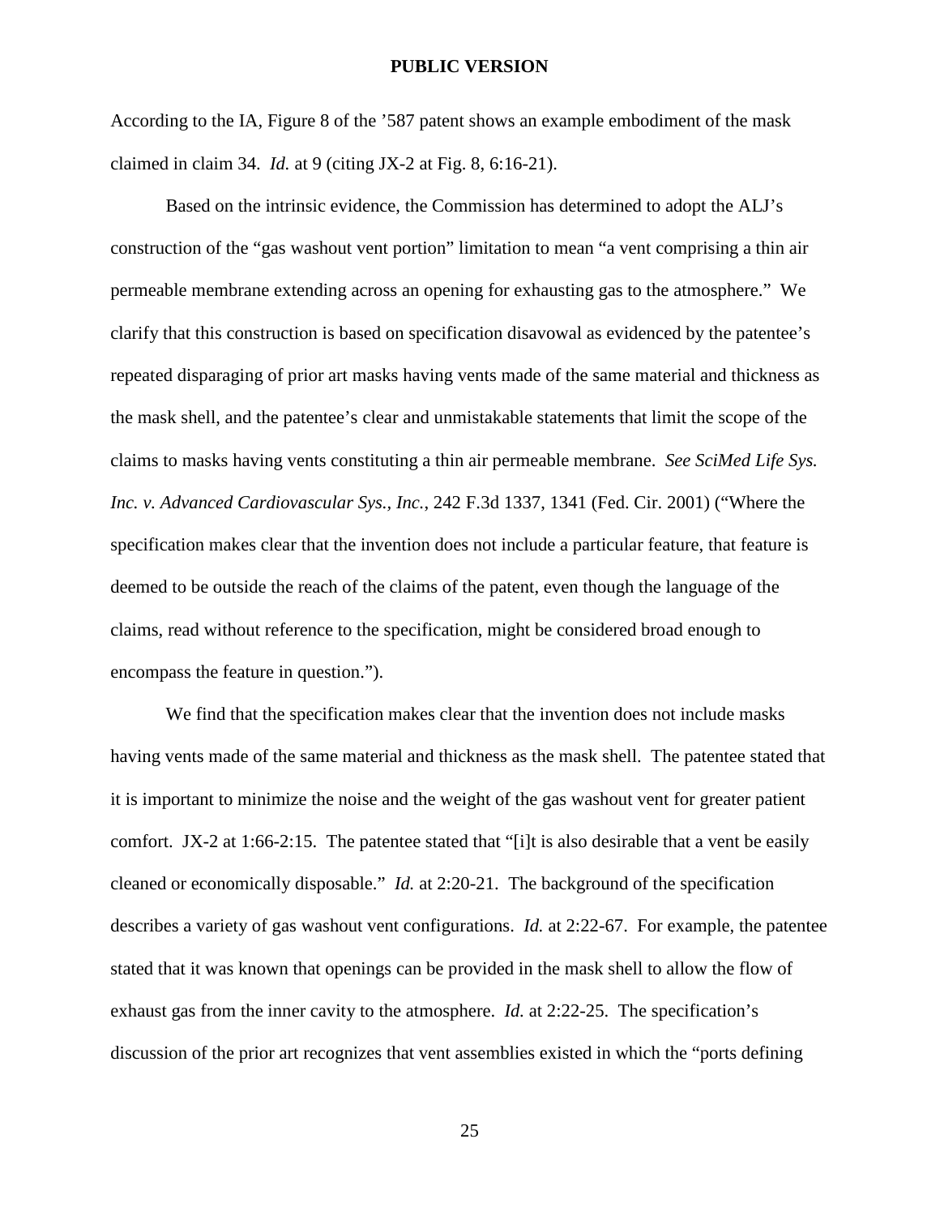According to the IA, Figure 8 of the ’587 patent shows an example embodiment of the mask claimed in claim 34. *Id.* at 9 (citing JX-2 at Fig. 8, 6:16-21).

Based on the intrinsic evidence, the Commission has determined to adopt the ALJ’s construction of the “gas washout vent portion” limitation to mean “a vent comprising a thin air permeable membrane extending across an opening for exhausting gas to the atmosphere.” We clarify that this construction is based on specification disavowal as evidenced by the patentee’s repeated disparaging of prior art masks having vents made of the same material and thickness as the mask shell, and the patentee’s clear and unmistakable statements that limit the scope of the claims to masks having vents constituting a thin air permeable membrane. *See SciMed Life Sys. Inc. v. Advanced Cardiovascular Sys., Inc.*, 242 F.3d 1337, 1341 (Fed. Cir. 2001) (“Where the specification makes clear that the invention does not include a particular feature, that feature is deemed to be outside the reach of the claims of the patent, even though the language of the claims, read without reference to the specification, might be considered broad enough to encompass the feature in question.”).

We find that the specification makes clear that the invention does not include masks having vents made of the same material and thickness as the mask shell. The patentee stated that it is important to minimize the noise and the weight of the gas washout vent for greater patient comfort. JX-2 at 1:66-2:15. The patentee stated that “[i]t is also desirable that a vent be easily cleaned or economically disposable.” *Id.* at 2:20-21. The background of the specification describes a variety of gas washout vent configurations. *Id.* at 2:22-67. For example, the patentee stated that it was known that openings can be provided in the mask shell to allow the flow of exhaust gas from the inner cavity to the atmosphere. *Id.* at 2:22-25. The specification’s discussion of the prior art recognizes that vent assemblies existed in which the “ports defining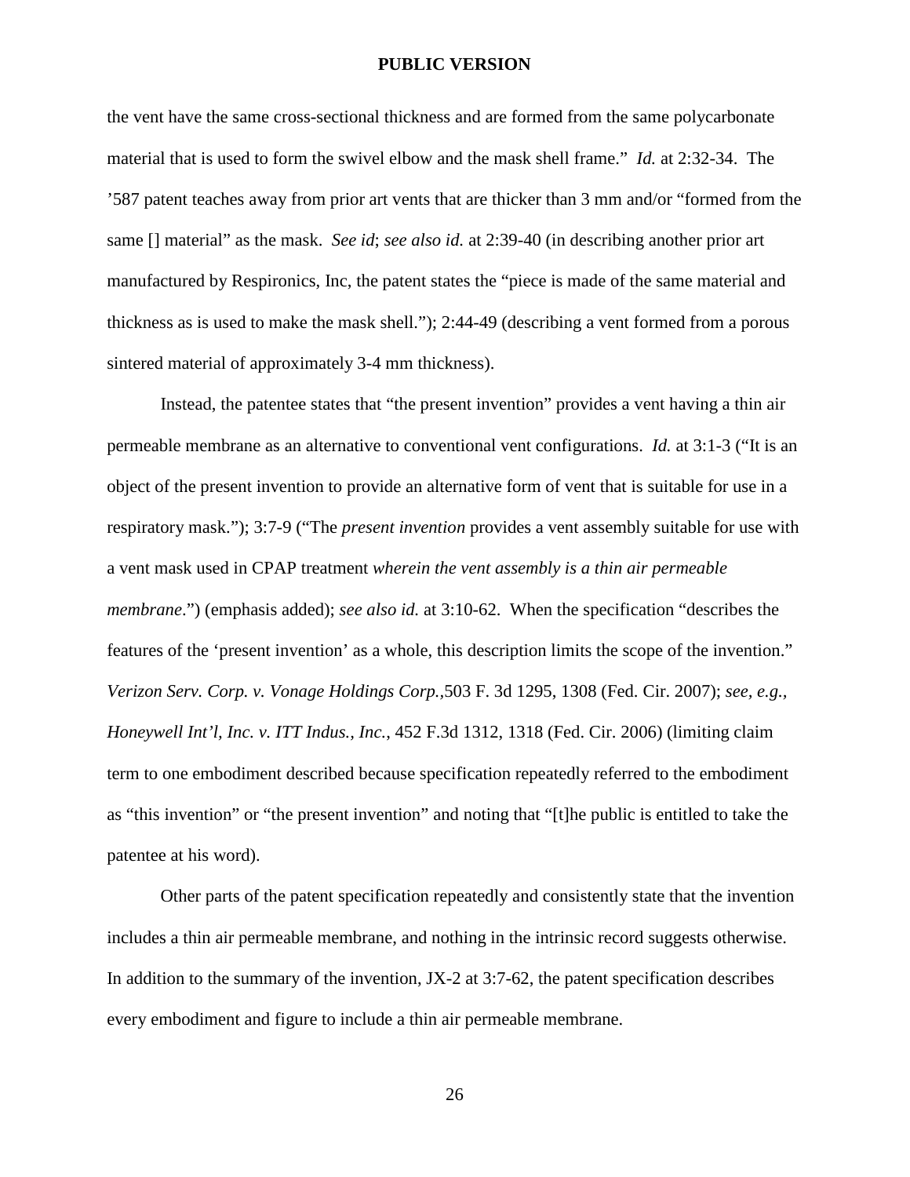the vent have the same cross-sectional thickness and are formed from the same polycarbonate material that is used to form the swivel elbow and the mask shell frame." *Id.* at 2:32-34. The '587 patent teaches away from prior art vents that are thicker than 3 mm and/or "formed from the same [] material" as the mask. *See id*; *see also id.* at 2:39-40 (in describing another prior art manufactured by Respironics, Inc, the patent states the "piece is made of the same material and thickness as is used to make the mask shell."); 2:44-49 (describing a vent formed from a porous sintered material of approximately 3-4 mm thickness).

Instead, the patentee states that "the present invention" provides a vent having a thin air permeable membrane as an alternative to conventional vent configurations. *Id.* at 3:1-3 ("It is an object of the present invention to provide an alternative form of vent that is suitable for use in a respiratory mask."); 3:7-9 ("The *present invention* provides a vent assembly suitable for use with a vent mask used in CPAP treatment *wherein the vent assembly is a thin air permeable membrane*.") (emphasis added); *see also id.* at 3:10-62. When the specification "describes the features of the 'present invention' as a whole, this description limits the scope of the invention." *Verizon Serv. Corp. v. Vonage Holdings Corp.*,503 F. 3d 1295, 1308 (Fed. Cir. 2007); *see, e.g.*, *Honeywell Int'l, Inc. v. ITT Indus., Inc.*, 452 F.3d 1312, 1318 (Fed. Cir. 2006) (limiting claim term to one embodiment described because specification repeatedly referred to the embodiment as "this invention" or "the present invention" and noting that "[t]he public is entitled to take the patentee at his word).

Other parts of the patent specification repeatedly and consistently state that the invention includes a thin air permeable membrane, and nothing in the intrinsic record suggests otherwise. In addition to the summary of the invention, JX-2 at 3:7-62, the patent specification describes every embodiment and figure to include a thin air permeable membrane.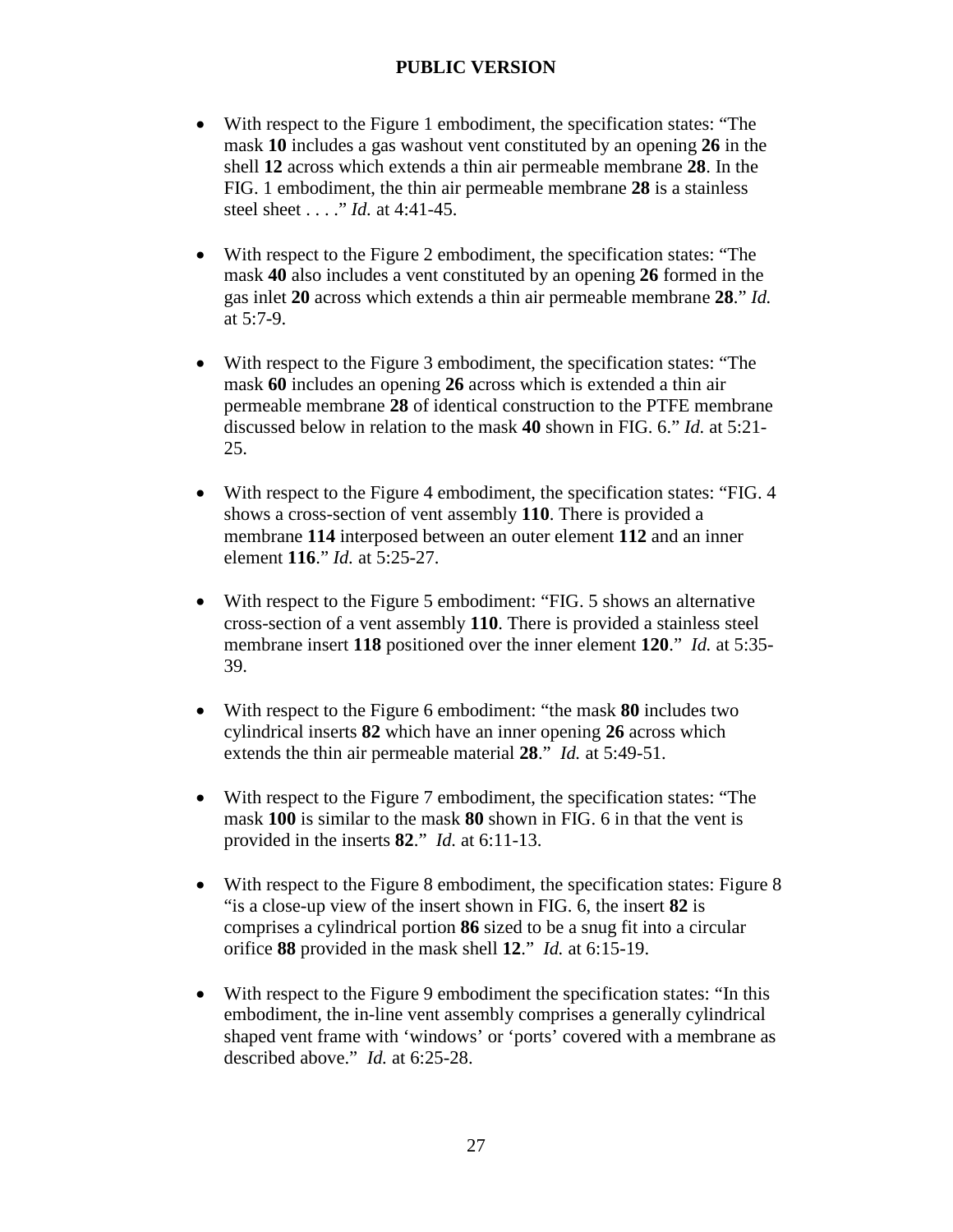- With respect to the Figure 1 embodiment, the specification states: "The mask **10** includes a gas washout vent constituted by an opening **26** in the shell **12** across which extends a thin air permeable membrane **28**. In the FIG. 1 embodiment, the thin air permeable membrane **28** is a stainless steel sheet . . . ." *Id.* at 4:41-45.

- With respect to the Figure 2 embodiment, the specification states: "The mask **40** also includes a vent constituted by an opening **26** formed in the gas inlet **20** across which extends a thin air permeable membrane **28**." *Id.* at 5:7-9.

- With respect to the Figure 3 embodiment, the specification states: "The mask **60** includes an opening **26** across which is extended a thin air permeable membrane **28** of identical construction to the PTFE membrane discussed below in relation to the mask **40** shown in FIG. 6." *Id.* at 5:21-25.

- With respect to the Figure 4 embodiment, the specification states: "FIG. 4 shows a cross-section of vent assembly **110**. There is provided a membrane **114** interposed between an outer element **112** and an inner element **116**." *Id.* at 5:25-27.

- With respect to the Figure 5 embodiment: "FIG. 5 shows an alternative cross-section of a vent assembly **110**. There is provided a stainless steel membrane insert **118** positioned over the inner element **120**." *Id.* at 5:35-39.

- With respect to the Figure 6 embodiment: "the mask **80** includes two cylindrical inserts **82** which have an inner opening **26** across which extends the thin air permeable material **28**." *Id.* at 5:49-51.

- With respect to the Figure 7 embodiment, the specification states: "The mask **100** is similar to the mask **80** shown in FIG. 6 in that the vent is provided in the inserts **82**." *Id.* at 6:11-13.

- With respect to the Figure 8 embodiment, the specification states: Figure 8 "is a close-up view of the insert shown in FIG. 6, the insert **82** is comprises a cylindrical portion **86** sized to be a snug fit into a circular orifice **88** provided in the mask shell **12**." *Id.* at 6:15-19.

- With respect to the Figure 9 embodiment the specification states: "In this embodiment, the in-line vent assembly comprises a generally cylindrical shaped vent frame with 'windows' or 'ports' covered with a membrane as described above." *Id.* at 6:25-28.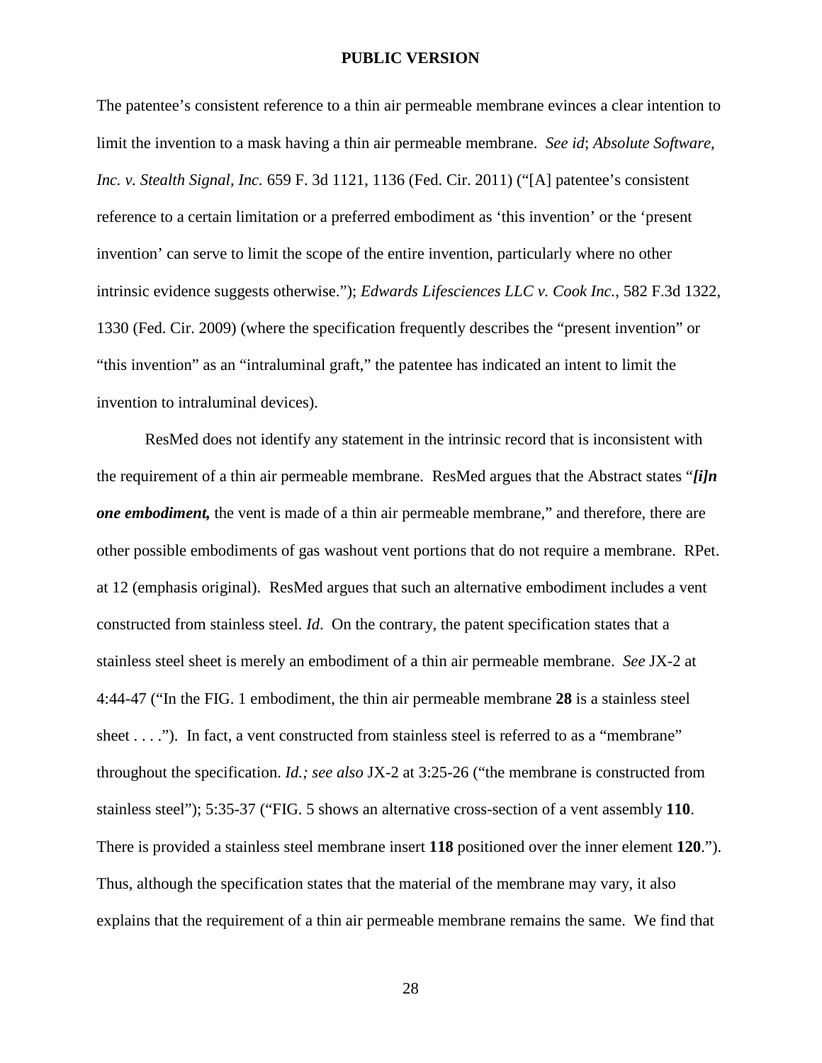The patentee's consistent reference to a thin air permeable membrane evinces a clear intention to limit the invention to a mask having a thin air permeable membrane. *See id*; *Absolute Software, Inc. v. Stealth Signal, Inc.* 659 F. 3d 1121, 1136 (Fed. Cir. 2011) ("[A] patentee's consistent reference to a certain limitation or a preferred embodiment as 'this invention' or the 'present invention' can serve to limit the scope of the entire invention, particularly where no other intrinsic evidence suggests otherwise."); *Edwards Lifesciences LLC v. Cook Inc.*, 582 F.3d 1322, 1330 (Fed. Cir. 2009) (where the specification frequently describes the "present invention" or "this invention" as an "intraluminal graft," the patentee has indicated an intent to limit the invention to intraluminal devices).

ResMed does not identify any statement in the intrinsic record that is inconsistent with the requirement of a thin air permeable membrane. ResMed argues that the Abstract states "***[i]n one embodiment,*** the vent is made of a thin air permeable membrane," and therefore, there are other possible embodiments of gas washout vent portions that do not require a membrane. RPet. at 12 (emphasis original). ResMed argues that such an alternative embodiment includes a vent constructed from stainless steel. *Id.* On the contrary, the patent specification states that a stainless steel sheet is merely an embodiment of a thin air permeable membrane. *See* JX-2 at 4:44-47 ("In the FIG. 1 embodiment, the thin air permeable membrane **28** is a stainless steel sheet . . . ."). In fact, a vent constructed from stainless steel is referred to as a "membrane" throughout the specification. *Id.; see also* JX-2 at 3:25-26 ("the membrane is constructed from stainless steel"); 5:35-37 ("FIG. 5 shows an alternative cross-section of a vent assembly **110**. There is provided a stainless steel membrane insert **118** positioned over the inner element **120**."). Thus, although the specification states that the material of the membrane may vary, it also explains that the requirement of a thin air permeable membrane remains the same. We find that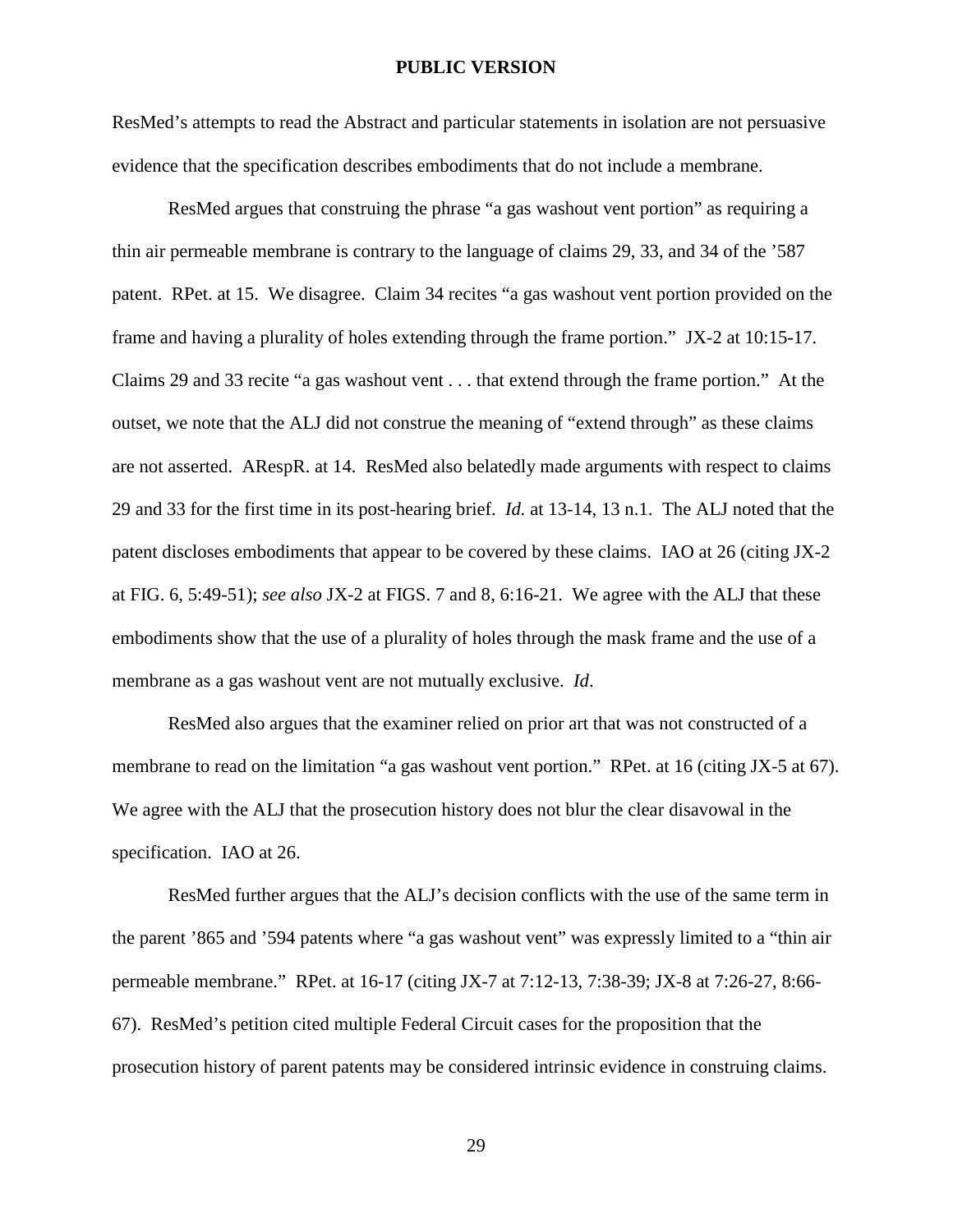ResMed's attempts to read the Abstract and particular statements in isolation are not persuasive evidence that the specification describes embodiments that do not include a membrane.

ResMed argues that construing the phrase "a gas washout vent portion" as requiring a thin air permeable membrane is contrary to the language of claims 29, 33, and 34 of the '587 patent. RPet. at 15. We disagree. Claim 34 recites "a gas washout vent portion provided on the frame and having a plurality of holes extending through the frame portion." JX-2 at 10:15-17. Claims 29 and 33 recite "a gas washout vent . . . that extend through the frame portion." At the outset, we note that the ALJ did not construe the meaning of "extend through" as these claims are not asserted. ARespR. at 14. ResMed also belatedly made arguments with respect to claims 29 and 33 for the first time in its post-hearing brief. *Id.* at 13-14, 13 n.1. The ALJ noted that the patent discloses embodiments that appear to be covered by these claims. IAO at 26 (citing JX-2 at FIG. 6, 5:49-51); *see also* JX-2 at FIGS. 7 and 8, 6:16-21. We agree with the ALJ that these embodiments show that the use of a plurality of holes through the mask frame and the use of a membrane as a gas washout vent are not mutually exclusive. *Id*.

ResMed also argues that the examiner relied on prior art that was not constructed of a membrane to read on the limitation "a gas washout vent portion." RPet. at 16 (citing JX-5 at 67). We agree with the ALJ that the prosecution history does not blur the clear disavowal in the specification. IAO at 26.

ResMed further argues that the ALJ's decision conflicts with the use of the same term in the parent '865 and '594 patents where "a gas washout vent" was expressly limited to a "thin air permeable membrane." RPet. at 16-17 (citing JX-7 at 7:12-13, 7:38-39; JX-8 at 7:26-27, 8:66-67). ResMed's petition cited multiple Federal Circuit cases for the proposition that the prosecution history of parent patents may be considered intrinsic evidence in construing claims.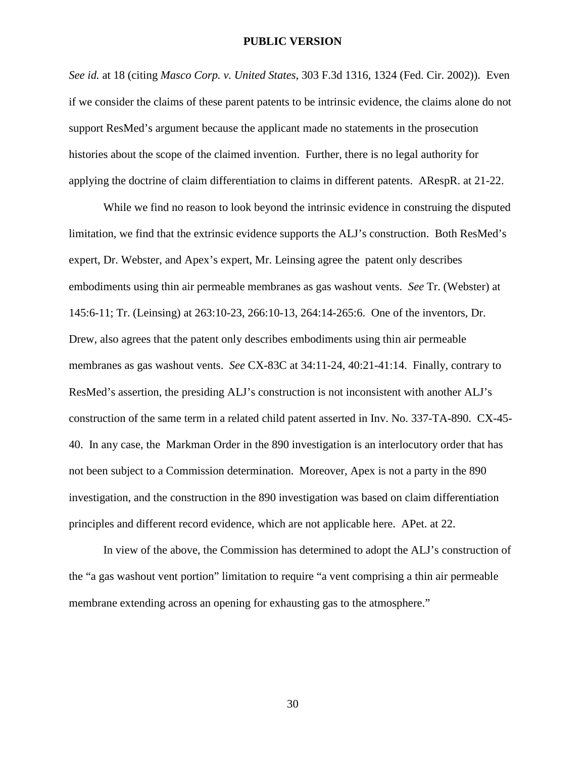*See id.* at 18 (citing *Masco Corp. v. United States*, 303 F.3d 1316, 1324 (Fed. Cir. 2002)). Even if we consider the claims of these parent patents to be intrinsic evidence, the claims alone do not support ResMed's argument because the applicant made no statements in the prosecution histories about the scope of the claimed invention. Further, there is no legal authority for applying the doctrine of claim differentiation to claims in different patents. ARespR. at 21-22.

While we find no reason to look beyond the intrinsic evidence in construing the disputed limitation, we find that the extrinsic evidence supports the ALJ's construction. Both ResMed's expert, Dr. Webster, and Apex's expert, Mr. Leinsing agree the patent only describes embodiments using thin air permeable membranes as gas washout vents. *See* Tr. (Webster) at 145:6-11; Tr. (Leinsing) at 263:10-23, 266:10-13, 264:14-265:6. One of the inventors, Dr. Drew, also agrees that the patent only describes embodiments using thin air permeable membranes as gas washout vents. *See* CX-83C at 34:11-24, 40:21-41:14. Finally, contrary to ResMed's assertion, the presiding ALJ's construction is not inconsistent with another ALJ's construction of the same term in a related child patent asserted in Inv. No. 337-TA-890. CX-45-40. In any case, the Markman Order in the 890 investigation is an interlocutory order that has not been subject to a Commission determination. Moreover, Apex is not a party in the 890 investigation, and the construction in the 890 investigation was based on claim differentiation principles and different record evidence, which are not applicable here. APet. at 22.

In view of the above, the Commission has determined to adopt the ALJ's construction of the "a gas washout vent portion" limitation to require "a vent comprising a thin air permeable membrane extending across an opening for exhausting gas to the atmosphere."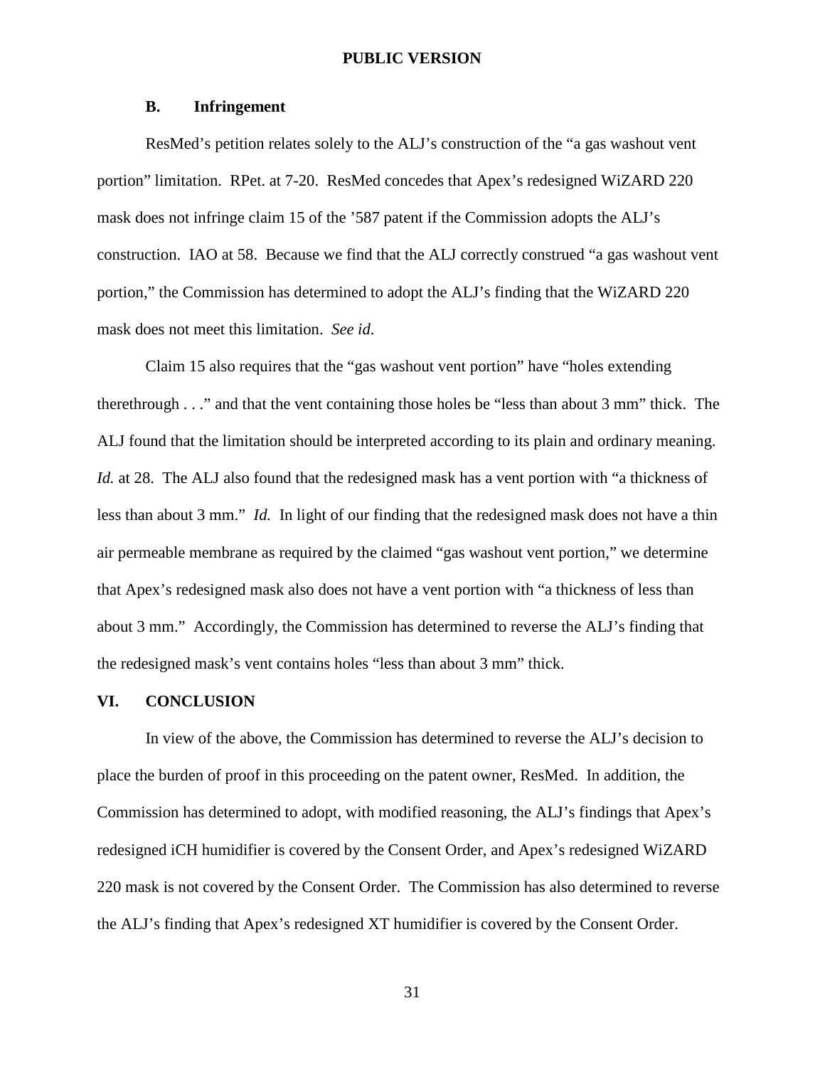### B. Infringement

ResMed's petition relates solely to the ALJ's construction of the "a gas washout vent portion" limitation. RPet. at 7-20. ResMed concedes that Apex's redesigned WiZARD 220 mask does not infringe claim 15 of the '587 patent if the Commission adopts the ALJ's construction. IAO at 58. Because we find that the ALJ correctly construed "a gas washout vent portion," the Commission has determined to adopt the ALJ's finding that the WiZARD 220 mask does not meet this limitation. *See id.*

Claim 15 also requires that the "gas washout vent portion" have "holes extending therethrough . . ." and that the vent containing those holes be "less than about 3 mm" thick. The ALJ found that the limitation should be interpreted according to its plain and ordinary meaning. *Id.* at 28. The ALJ also found that the redesigned mask has a vent portion with "a thickness of less than about 3 mm." *Id.* In light of our finding that the redesigned mask does not have a thin air permeable membrane as required by the claimed "gas washout vent portion," we determine that Apex's redesigned mask also does not have a vent portion with "a thickness of less than about 3 mm." Accordingly, the Commission has determined to reverse the ALJ's finding that the redesigned mask's vent contains holes "less than about 3 mm" thick.

## VI. CONCLUSION

In view of the above, the Commission has determined to reverse the ALJ's decision to place the burden of proof in this proceeding on the patent owner, ResMed. In addition, the Commission has determined to adopt, with modified reasoning, the ALJ's findings that Apex's redesigned iCH humidifier is covered by the Consent Order, and Apex's redesigned WiZARD 220 mask is not covered by the Consent Order. The Commission has also determined to reverse the ALJ's finding that Apex's redesigned XT humidifier is covered by the Consent Order.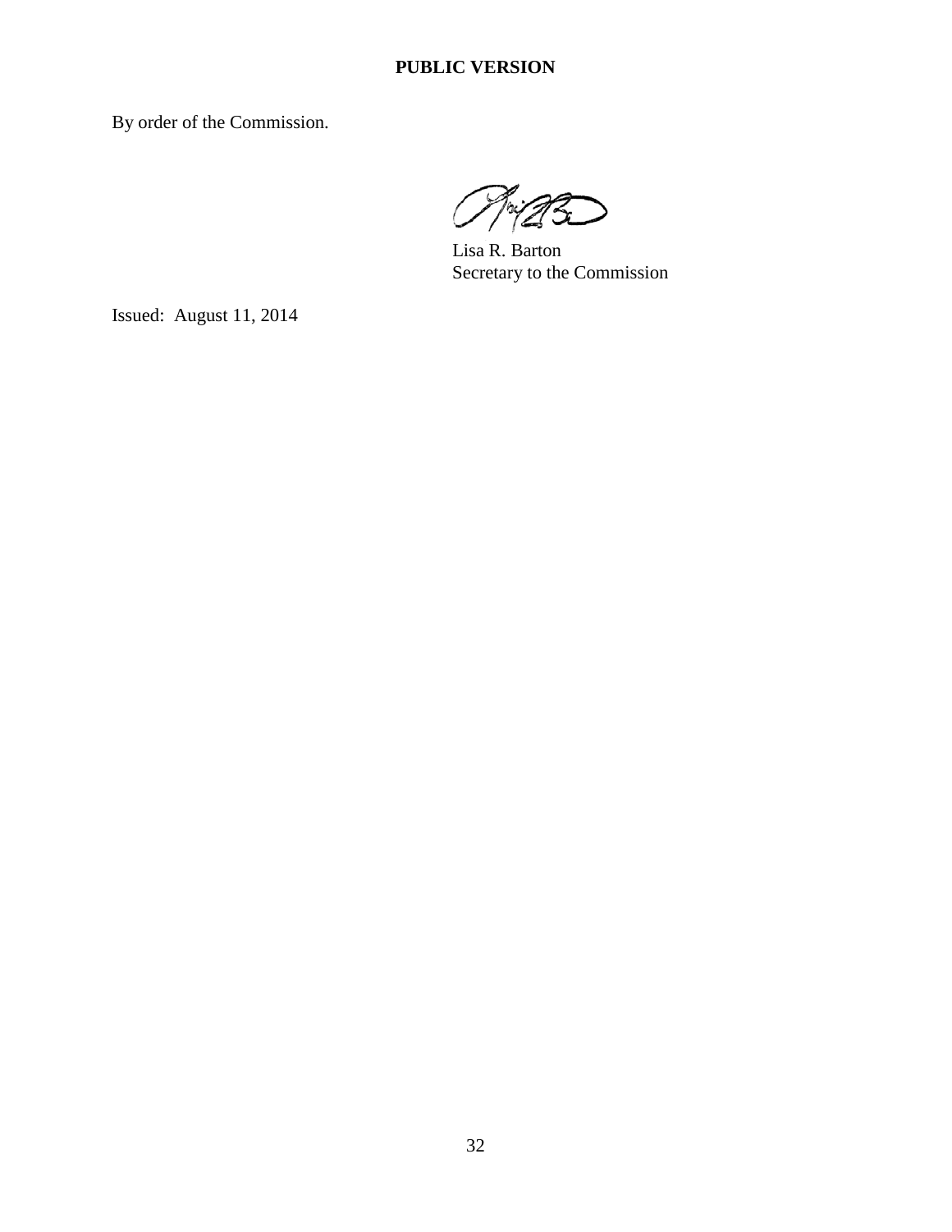**PUBLIC VERSION**

By order of the Commission.

Lisa R. Barton
Secretary to the Commission

Issued: August 11, 2014